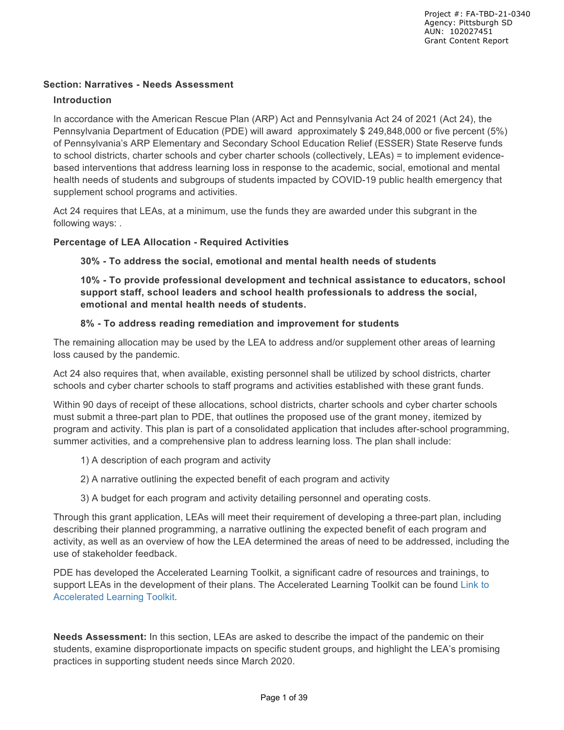Project #: FA-TBD-21-0340
Agency: Pittsburgh SD
AUN: 102027451
Grant Content Report

## Section: Narratives - Needs Assessment

### Introduction

In accordance with the American Rescue Plan (ARP) Act and Pennsylvania Act 24 of 2021 (Act 24), the Pennsylvania Department of Education (PDE) will award approximately $ 249,848,000 or five percent (5%) of Pennsylvania's ARP Elementary and Secondary School Education Relief (ESSER) State Reserve funds to school districts, charter schools and cyber charter schools (collectively, LEAs) = to implement evidence-based interventions that address learning loss in response to the academic, social, emotional and mental health needs of students and subgroups of students impacted by COVID-19 public health emergency that supplement school programs and activities.

Act 24 requires that LEAs, at a minimum, use the funds they are awarded under this subgrant in the following ways: .

**Percentage of LEA Allocation - Required Activities**

**30% - To address the social, emotional and mental health needs of students**

**10% - To provide professional development and technical assistance to educators, school support staff, school leaders and school health professionals to address the social, emotional and mental health needs of students.**

**8% - To address reading remediation and improvement for students**

The remaining allocation may be used by the LEA to address and/or supplement other areas of learning loss caused by the pandemic.

Act 24 also requires that, when available, existing personnel shall be utilized by school districts, charter schools and cyber charter schools to staff programs and activities established with these grant funds.

Within 90 days of receipt of these allocations, school districts, charter schools and cyber charter schools must submit a three-part plan to PDE, that outlines the proposed use of the grant money, itemized by program and activity. This plan is part of a consolidated application that includes after-school programming, summer activities, and a comprehensive plan to address learning loss. The plan shall include:

1) A description of each program and activity

2) A narrative outlining the expected benefit of each program and activity

3) A budget for each program and activity detailing personnel and operating costs.

Through this grant application, LEAs will meet their requirement of developing a three-part plan, including describing their planned programming, a narrative outlining the expected benefit of each program and activity, as well as an overview of how the LEA determined the areas of need to be addressed, including the use of stakeholder feedback.

PDE has developed the Accelerated Learning Toolkit, a significant cadre of resources and trainings, to support LEAs in the development of their plans. The Accelerated Learning Toolkit can be found Link to Accelerated Learning Toolkit.

**Needs Assessment:** In this section, LEAs are asked to describe the impact of the pandemic on their students, examine disproportionate impacts on specific student groups, and highlight the LEA's promising practices in supporting student needs since March 2020.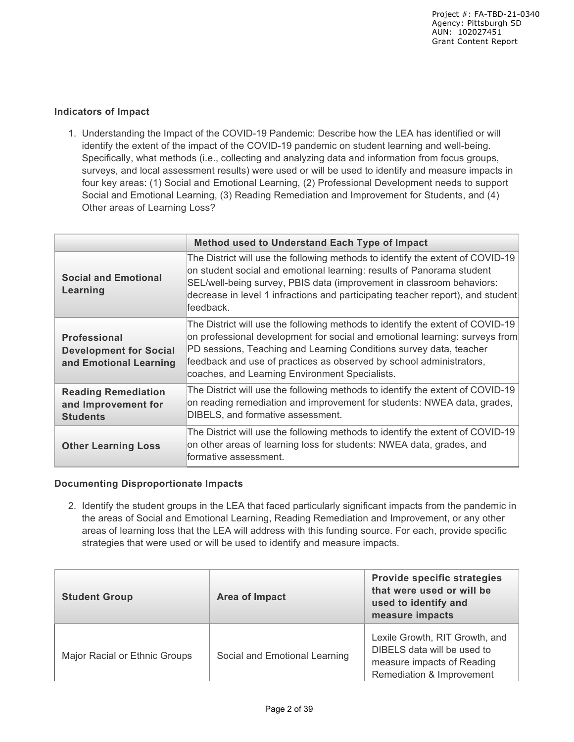**Indicators of Impact**

1. Understanding the Impact of the COVID-19 Pandemic: Describe how the LEA has identified or will identify the extent of the impact of the COVID-19 pandemic on student learning and well-being. Specifically, what methods (i.e., collecting and analyzing data and information from focus groups, surveys, and local assessment results) were used or will be used to identify and measure impacts in four key areas: (1) Social and Emotional Learning, (2) Professional Development needs to support Social and Emotional Learning, (3) Reading Remediation and Improvement for Students, and (4) Other areas of Learning Loss?

| | Method used to Understand Each Type of Impact |
|---|---|
| **Social and Emotional Learning** | The District will use the following methods to identify the extent of COVID-19 on student social and emotional learning: results of Panorama student SEL/well-being survey, PBIS data (improvement in classroom behaviors: decrease in level 1 infractions and participating teacher report), and student feedback. |
| **Professional Development for Social and Emotional Learning** | The District will use the following methods to identify the extent of COVID-19 on professional development for social and emotional learning: surveys from PD sessions, Teaching and Learning Conditions survey data, teacher feedback and use of practices as observed by school administrators, coaches, and Learning Environment Specialists. |
| **Reading Remediation and Improvement for Students** | The District will use the following methods to identify the extent of COVID-19 on reading remediation and improvement for students: NWEA data, grades, DIBELS, and formative assessment. |
| **Other Learning Loss** | The District will use the following methods to identify the extent of COVID-19 on other areas of learning loss for students: NWEA data, grades, and formative assessment. |

**Documenting Disproportionate Impacts**

2. Identify the student groups in the LEA that faced particularly significant impacts from the pandemic in the areas of Social and Emotional Learning, Reading Remediation and Improvement, or any other areas of learning loss that the LEA will address with this funding source. For each, provide specific strategies that were used or will be used to identify and measure impacts.

| Student Group | Area of Impact | Provide specific strategies that were used or will be used to identify and measure impacts |
|---|---|---|
| Major Racial or Ethnic Groups | Social and Emotional Learning | Lexile Growth, RIT Growth, and DIBELS data will be used to measure impacts of Reading Remediation & Improvement |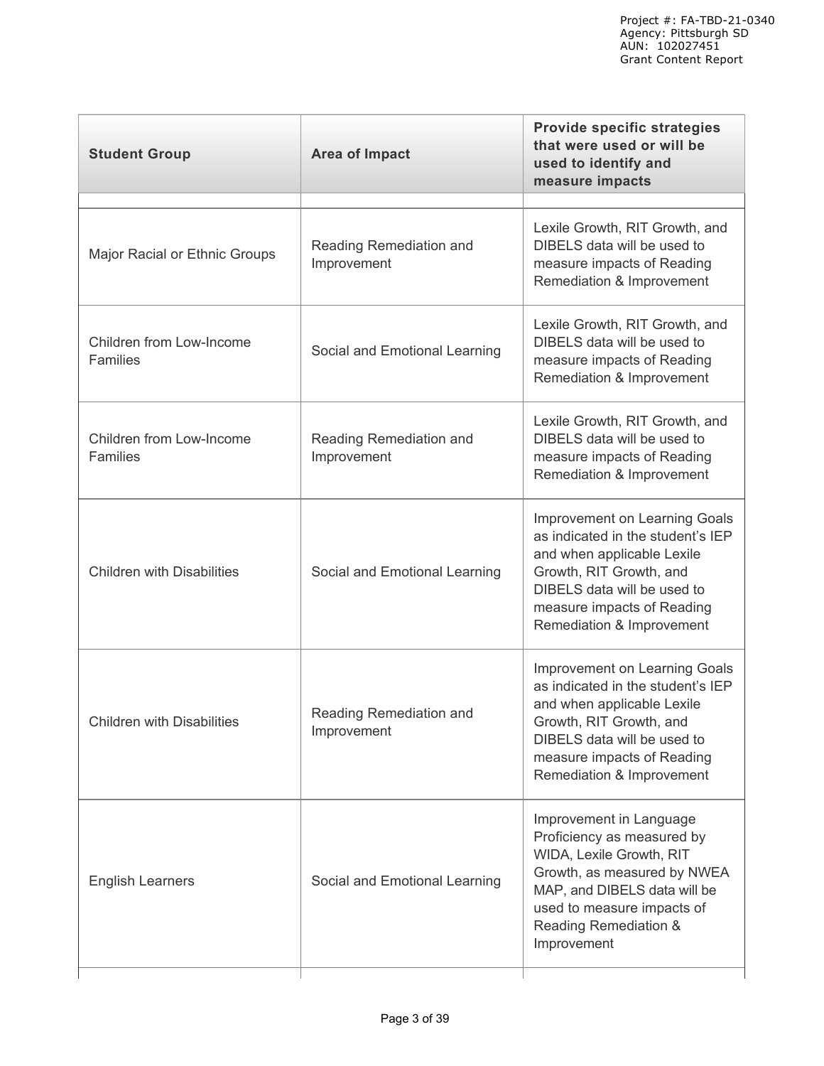| Student Group | Area of Impact | Provide specific strategies that were used or will be used to identify and measure impacts |
|---|---|---|
| | | |
| Major Racial or Ethnic Groups | Reading Remediation and Improvement | Lexile Growth, RIT Growth, and DIBELS data will be used to measure impacts of Reading Remediation & Improvement |
| Children from Low-Income Families | Social and Emotional Learning | Lexile Growth, RIT Growth, and DIBELS data will be used to measure impacts of Reading Remediation & Improvement |
| Children from Low-Income Families | Reading Remediation and Improvement | Lexile Growth, RIT Growth, and DIBELS data will be used to measure impacts of Reading Remediation & Improvement |
| Children with Disabilities | Social and Emotional Learning | Improvement on Learning Goals as indicated in the student's IEP and when applicable Lexile Growth, RIT Growth, and DIBELS data will be used to measure impacts of Reading Remediation & Improvement |
| Children with Disabilities | Reading Remediation and Improvement | Improvement on Learning Goals as indicated in the student's IEP and when applicable Lexile Growth, RIT Growth, and DIBELS data will be used to measure impacts of Reading Remediation & Improvement |
| English Learners | Social and Emotional Learning | Improvement in Language Proficiency as measured by WIDA, Lexile Growth, RIT Growth, as measured by NWEA MAP, and DIBELS data will be used to measure impacts of Reading Remediation & Improvement |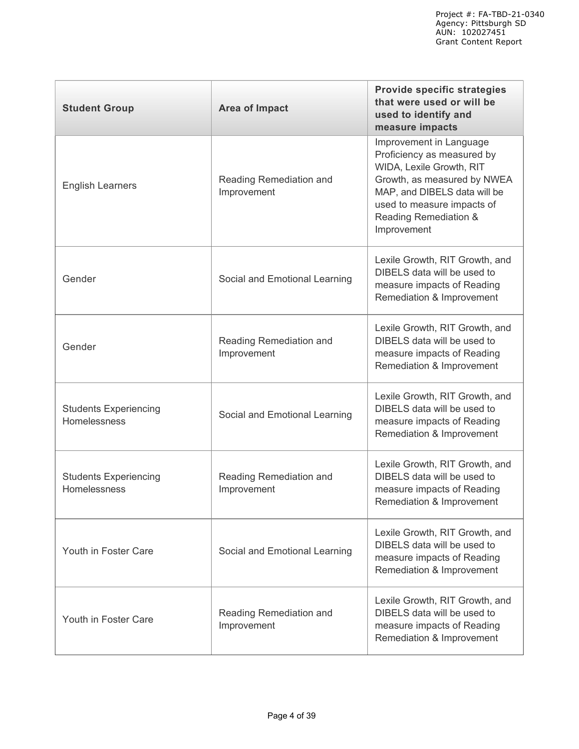| Student Group | Area of Impact | Provide specific strategies that were used or will be used to identify and measure impacts |
|---|---|---|
| English Learners | Reading Remediation and Improvement | Improvement in Language Proficiency as measured by WIDA, Lexile Growth, RIT Growth, as measured by NWEA MAP, and DIBELS data will be used to measure impacts of Reading Remediation & Improvement |
| Gender | Social and Emotional Learning | Lexile Growth, RIT Growth, and DIBELS data will be used to measure impacts of Reading Remediation & Improvement |
| Gender | Reading Remediation and Improvement | Lexile Growth, RIT Growth, and DIBELS data will be used to measure impacts of Reading Remediation & Improvement |
| Students Experiencing Homelessness | Social and Emotional Learning | Lexile Growth, RIT Growth, and DIBELS data will be used to measure impacts of Reading Remediation & Improvement |
| Students Experiencing Homelessness | Reading Remediation and Improvement | Lexile Growth, RIT Growth, and DIBELS data will be used to measure impacts of Reading Remediation & Improvement |
| Youth in Foster Care | Social and Emotional Learning | Lexile Growth, RIT Growth, and DIBELS data will be used to measure impacts of Reading Remediation & Improvement |
| Youth in Foster Care | Reading Remediation and Improvement | Lexile Growth, RIT Growth, and DIBELS data will be used to measure impacts of Reading Remediation & Improvement |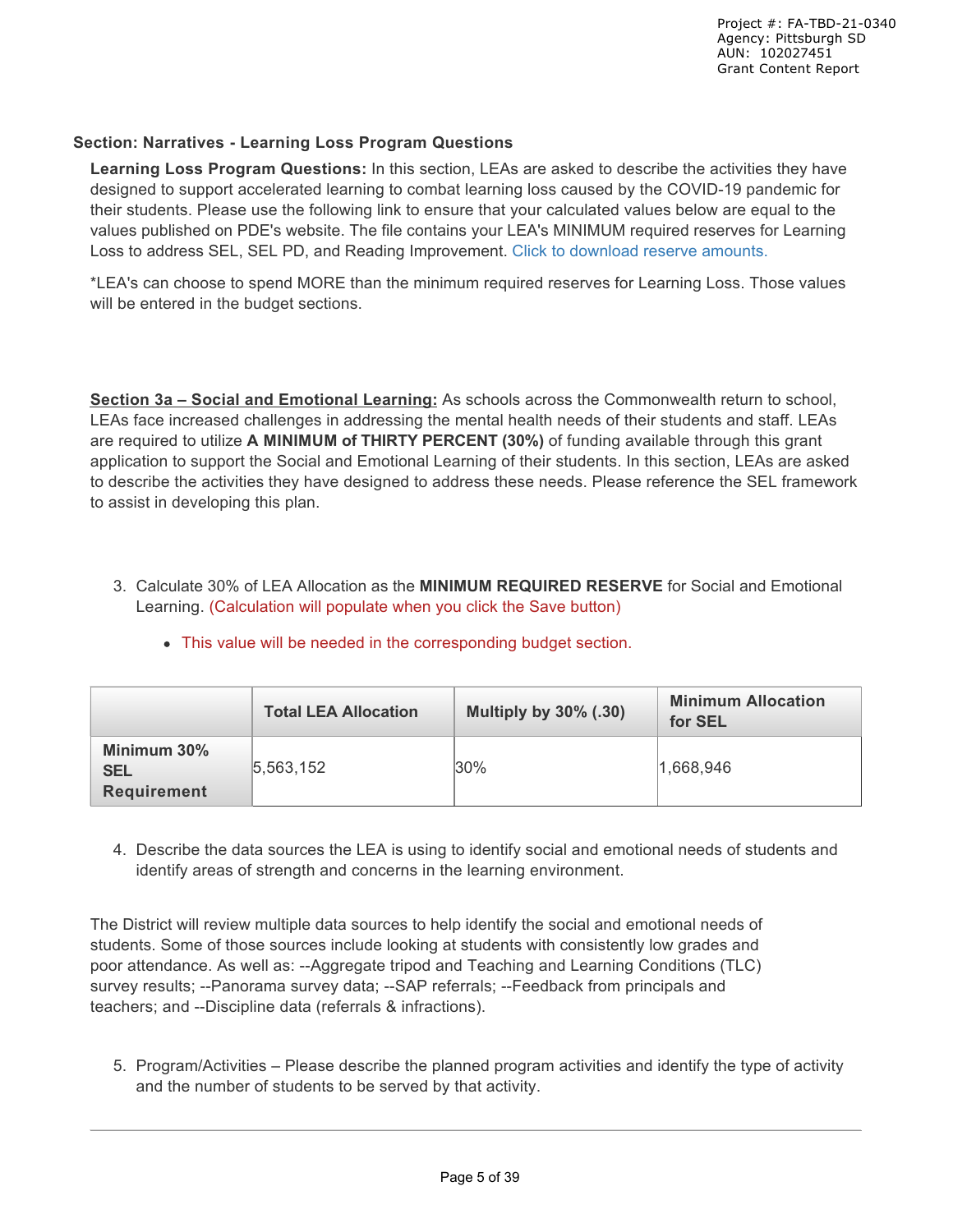## Section: Narratives - Learning Loss Program Questions

**Learning Loss Program Questions:** In this section, LEAs are asked to describe the activities they have designed to support accelerated learning to combat learning loss caused by the COVID-19 pandemic for their students. Please use the following link to ensure that your calculated values below are equal to the values published on PDE's website. The file contains your LEA's MINIMUM required reserves for Learning Loss to address SEL, SEL PD, and Reading Improvement. Click to download reserve amounts.

*LEA's can choose to spend MORE than the minimum required reserves for Learning Loss. Those values will be entered in the budget sections.

**Section 3a – Social and Emotional Learning:** As schools across the Commonwealth return to school, LEAs face increased challenges in addressing the mental health needs of their students and staff. LEAs are required to utilize **A MINIMUM of THIRTY PERCENT (30%)** of funding available through this grant application to support the Social and Emotional Learning of their students. In this section, LEAs are asked to describe the activities they have designed to address these needs. Please reference the SEL framework to assist in developing this plan.

3. Calculate 30% of LEA Allocation as the **MINIMUM REQUIRED RESERVE** for Social and Emotional Learning. (Calculation will populate when you click the Save button)
    - This value will be needed in the corresponding budget section.

| | Total LEA Allocation | Multiply by 30% (.30) | Minimum Allocation for SEL |
|---|---|---|---|
| **Minimum 30% SEL Requirement** | 5,563,152 | 30% | 1,668,946 |

4. Describe the data sources the LEA is using to identify social and emotional needs of students and identify areas of strength and concerns in the learning environment.

The District will review multiple data sources to help identify the social and emotional needs of students. Some of those sources include looking at students with consistently low grades and poor attendance. As well as: --Aggregate tripod and Teaching and Learning Conditions (TLC) survey results; --Panorama survey data; --SAP referrals; --Feedback from principals and teachers; and --Discipline data (referrals & infractions).

5. Program/Activities – Please describe the planned program activities and identify the type of activity and the number of students to be served by that activity.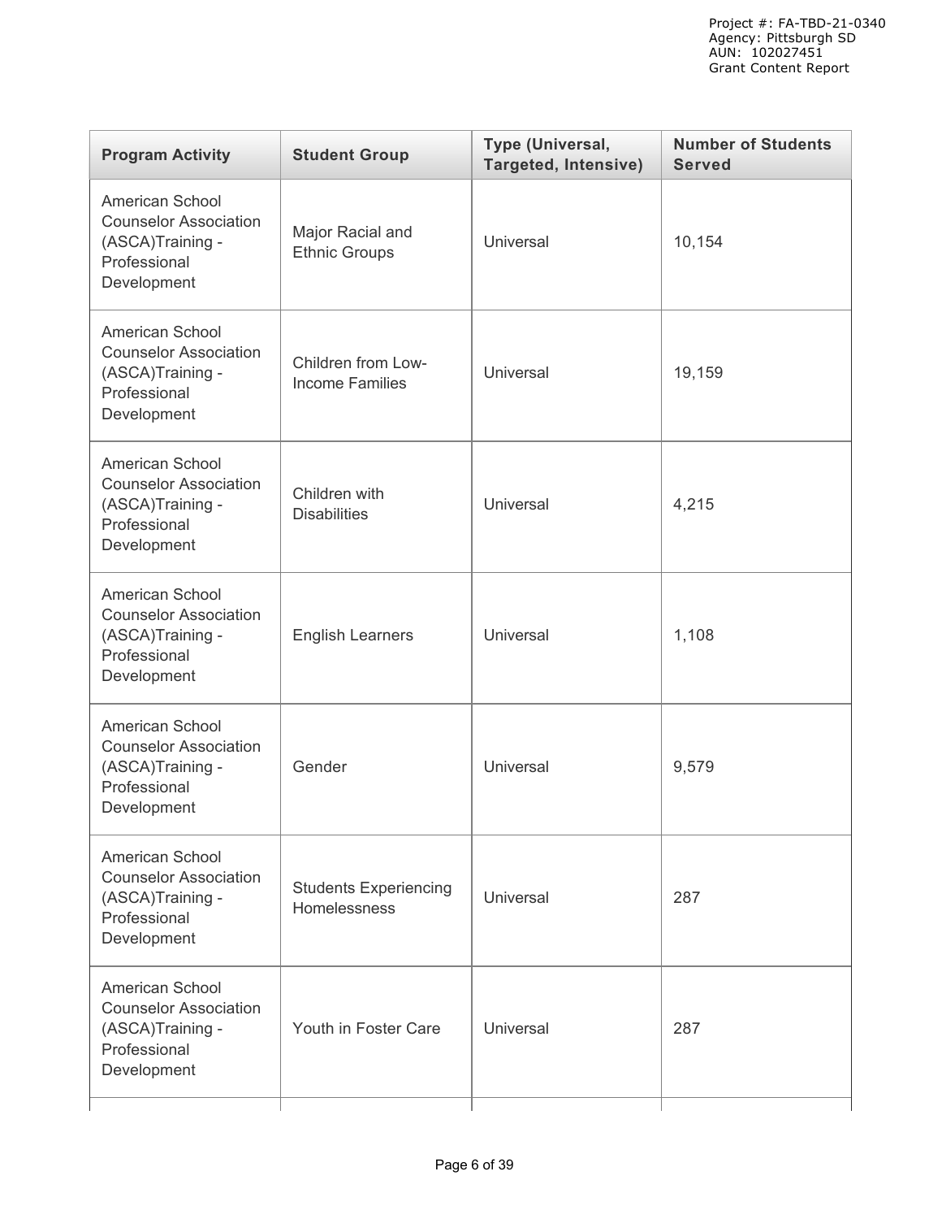| Program Activity | Student Group | Type (Universal, Targeted, Intensive) | Number of Students Served |
|---|---|---|---|
| American School Counselor Association (ASCA)Training - Professional Development | Major Racial and Ethnic Groups | Universal | 10,154 |
| American School Counselor Association (ASCA)Training - Professional Development | Children from Low-Income Families | Universal | 19,159 |
| American School Counselor Association (ASCA)Training - Professional Development | Children with Disabilities | Universal | 4,215 |
| American School Counselor Association (ASCA)Training - Professional Development | English Learners | Universal | 1,108 |
| American School Counselor Association (ASCA)Training - Professional Development | Gender | Universal | 9,579 |
| American School Counselor Association (ASCA)Training - Professional Development | Students Experiencing Homelessness | Universal | 287 |
| American School Counselor Association (ASCA)Training - Professional Development | Youth in Foster Care | Universal | 287 |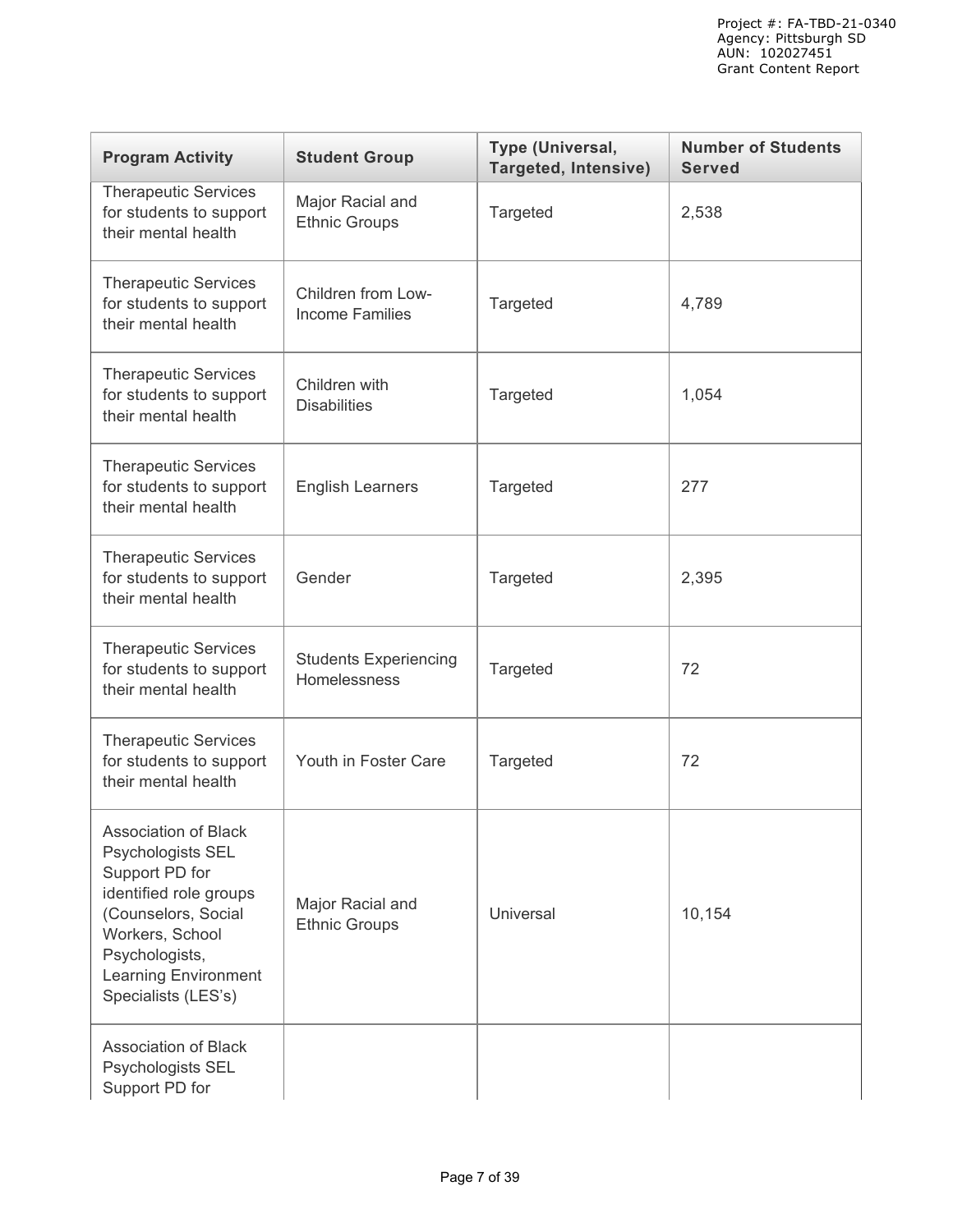| Program Activity | Student Group | Type (Universal, Targeted, Intensive) | Number of Students Served |
|---|---|---|---|
| Therapeutic Services for students to support their mental health | Major Racial and Ethnic Groups | Targeted | 2,538 |
| Therapeutic Services for students to support their mental health | Children from Low-Income Families | Targeted | 4,789 |
| Therapeutic Services for students to support their mental health | Children with Disabilities | Targeted | 1,054 |
| Therapeutic Services for students to support their mental health | English Learners | Targeted | 277 |
| Therapeutic Services for students to support their mental health | Gender | Targeted | 2,395 |
| Therapeutic Services for students to support their mental health | Students Experiencing Homelessness | Targeted | 72 |
| Therapeutic Services for students to support their mental health | Youth in Foster Care | Targeted | 72 |
| Association of Black Psychologists SEL Support PD for identified role groups (Counselors, Social Workers, School Psychologists, Learning Environment Specialists (LES's) | Major Racial and Ethnic Groups | Universal | 10,154 |
| Association of Black Psychologists SEL Support PD for | | | |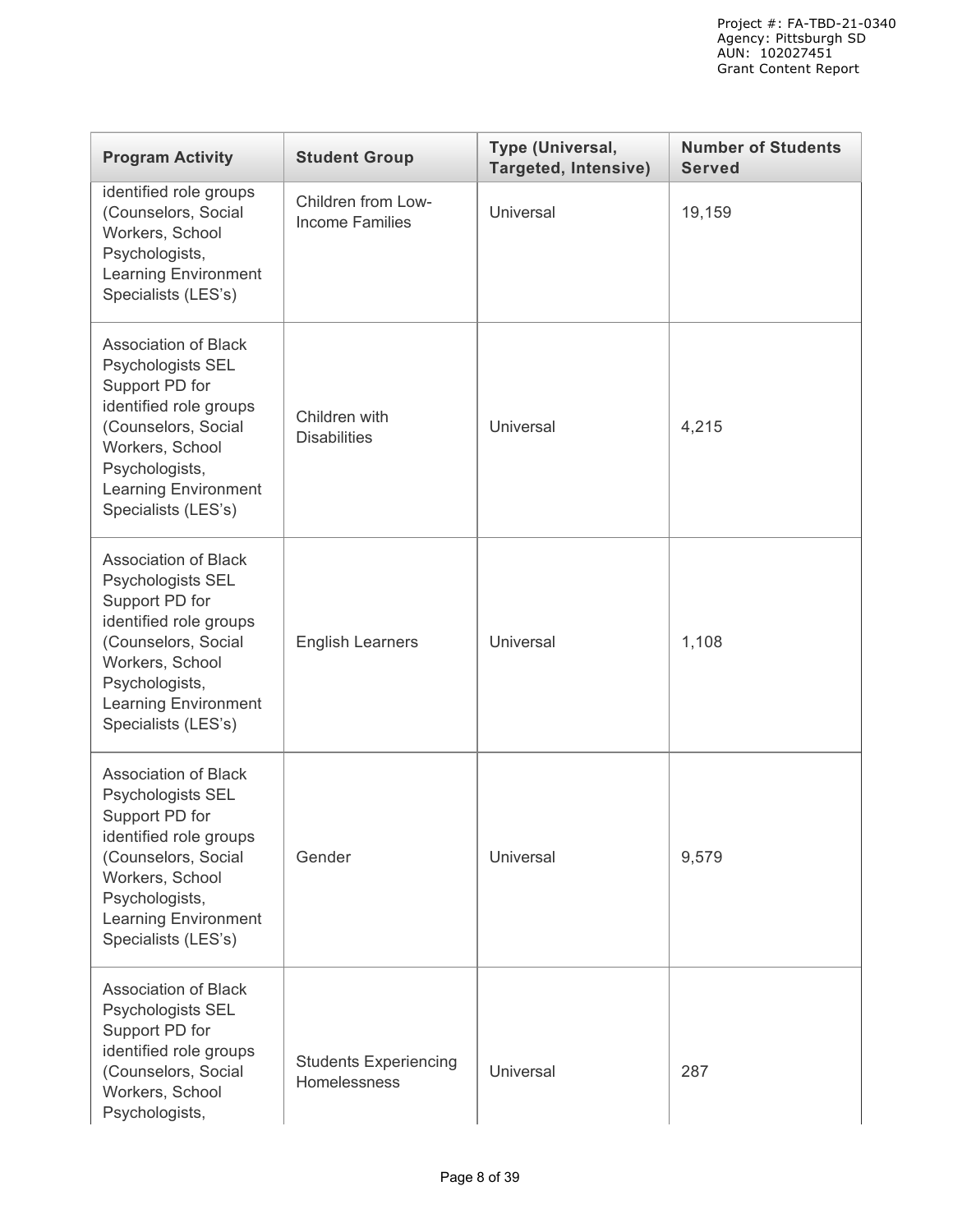| Program Activity | Student Group | Type (Universal, Targeted, Intensive) | Number of Students Served |
|---|---|---|---|
| identified role groups (Counselors, Social Workers, School Psychologists, Learning Environment Specialists (LES's) | Children from Low-Income Families | Universal | 19,159 |
| Association of Black Psychologists SEL Support PD for identified role groups (Counselors, Social Workers, School Psychologists, Learning Environment Specialists (LES's) | Children with Disabilities | Universal | 4,215 |
| Association of Black Psychologists SEL Support PD for identified role groups (Counselors, Social Workers, School Psychologists, Learning Environment Specialists (LES's) | English Learners | Universal | 1,108 |
| Association of Black Psychologists SEL Support PD for identified role groups (Counselors, Social Workers, School Psychologists, Learning Environment Specialists (LES's) | Gender | Universal | 9,579 |
| Association of Black Psychologists SEL Support PD for identified role groups (Counselors, Social Workers, School Psychologists, | Students Experiencing Homelessness | Universal | 287 |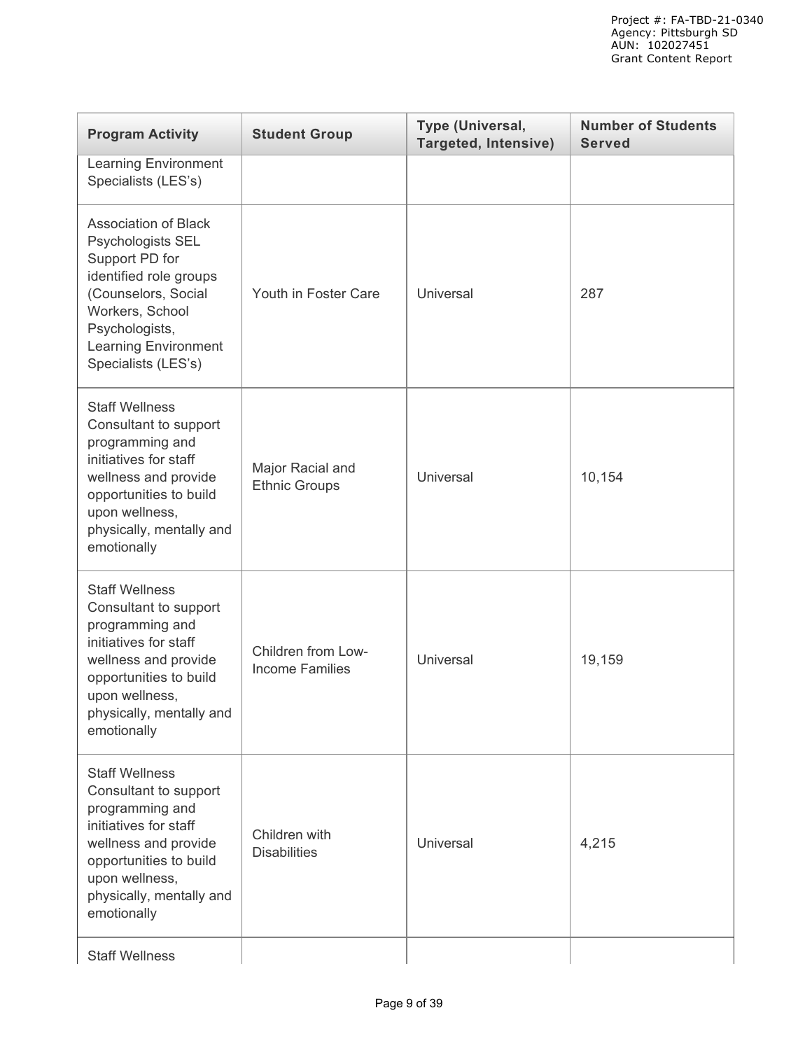| Program Activity | Student Group | Type (Universal, Targeted, Intensive) | Number of Students Served |
|---|---|---|---|
| Learning Environment Specialists (LES's) | | | |
| Association of Black Psychologists SEL Support PD for identified role groups (Counselors, Social Workers, School Psychologists, Learning Environment Specialists (LES's) | Youth in Foster Care | Universal | 287 |
| Staff Wellness Consultant to support programming and initiatives for staff wellness and provide opportunities to build upon wellness, physically, mentally and emotionally | Major Racial and Ethnic Groups | Universal | 10,154 |
| Staff Wellness Consultant to support programming and initiatives for staff wellness and provide opportunities to build upon wellness, physically, mentally and emotionally | Children from Low-Income Families | Universal | 19,159 |
| Staff Wellness Consultant to support programming and initiatives for staff wellness and provide opportunities to build upon wellness, physically, mentally and emotionally | Children with Disabilities | Universal | 4,215 |
| Staff Wellness | | | |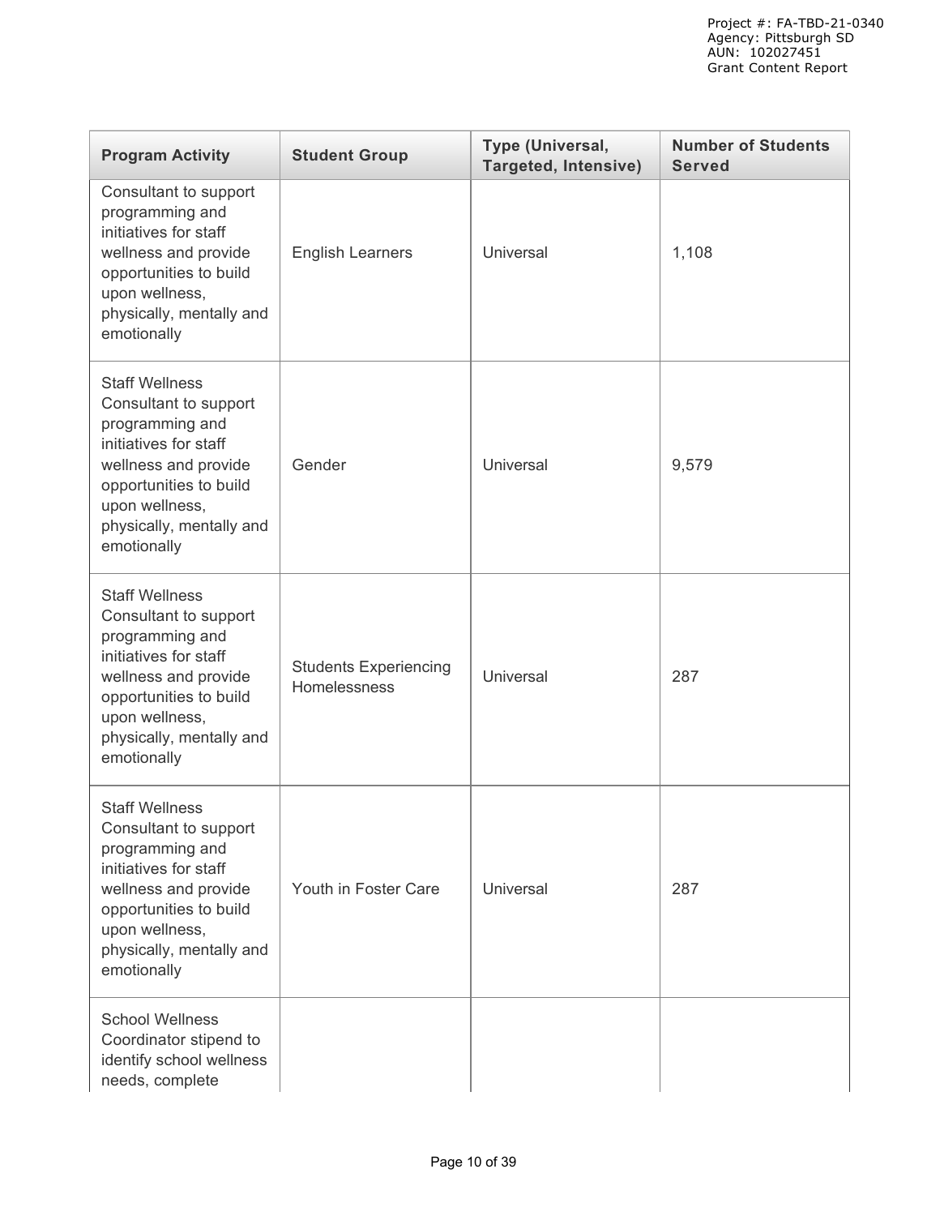| Program Activity | Student Group | Type (Universal, Targeted, Intensive) | Number of Students Served |
| --- | --- | --- | --- |
| Consultant to support programming and initiatives for staff wellness and provide opportunities to build upon wellness, physically, mentally and emotionally | English Learners | Universal | 1,108 |
| Staff Wellness Consultant to support programming and initiatives for staff wellness and provide opportunities to build upon wellness, physically, mentally and emotionally | Gender | Universal | 9,579 |
| Staff Wellness Consultant to support programming and initiatives for staff wellness and provide opportunities to build upon wellness, physically, mentally and emotionally | Students Experiencing Homelessness | Universal | 287 |
| Staff Wellness Consultant to support programming and initiatives for staff wellness and provide opportunities to build upon wellness, physically, mentally and emotionally | Youth in Foster Care | Universal | 287 |
| School Wellness Coordinator stipend to identify school wellness needs, complete | | | |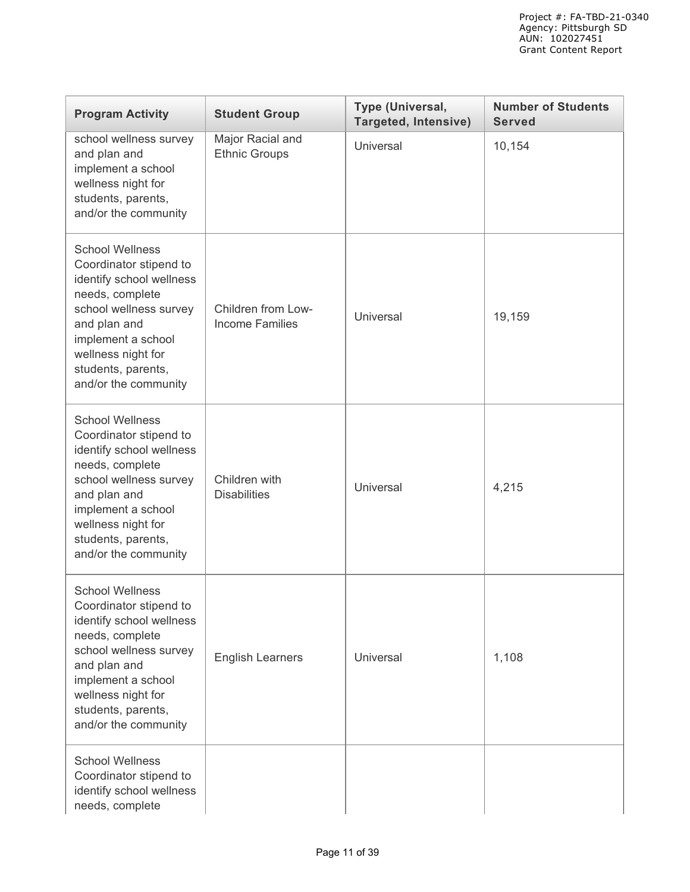| Program Activity | Student Group | Type (Universal, Targeted, Intensive) | Number of Students Served |
|---|---|---|---|
| school wellness survey and plan and implement a school wellness night for students, parents, and/or the community | Major Racial and Ethnic Groups | Universal | 10,154 |
| School Wellness Coordinator stipend to identify school wellness needs, complete school wellness survey and plan and implement a school wellness night for students, parents, and/or the community | Children from Low-Income Families | Universal | 19,159 |
| School Wellness Coordinator stipend to identify school wellness needs, complete school wellness survey and plan and implement a school wellness night for students, parents, and/or the community | Children with Disabilities | Universal | 4,215 |
| School Wellness Coordinator stipend to identify school wellness needs, complete school wellness survey and plan and implement a school wellness night for students, parents, and/or the community | English Learners | Universal | 1,108 |
| School Wellness Coordinator stipend to identify school wellness needs, complete | | | |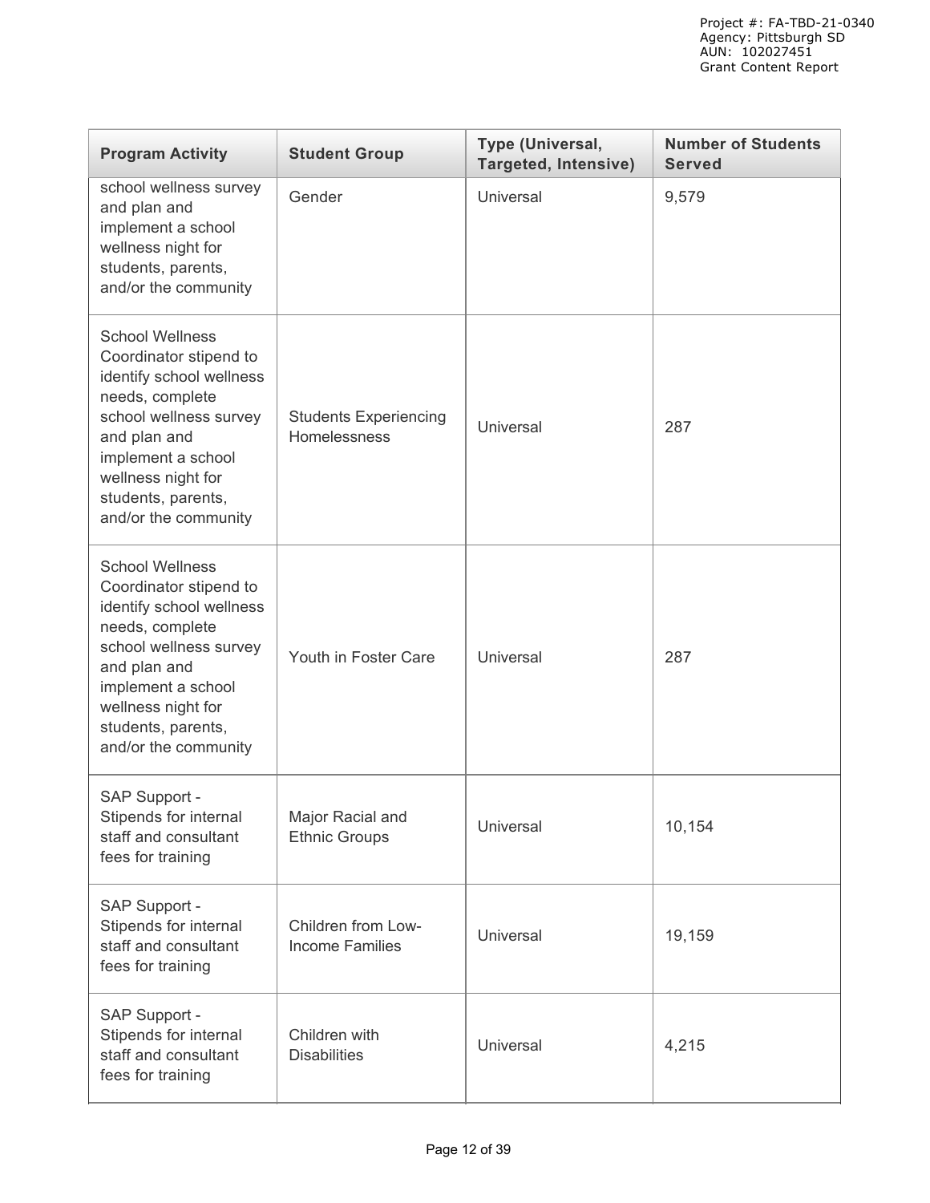| Program Activity | Student Group | Type (Universal, Targeted, Intensive) | Number of Students Served |
| --- | --- | --- | --- |
| school wellness survey and plan and implement a school wellness night for students, parents, and/or the community | Gender | Universal | 9,579 |
| School Wellness Coordinator stipend to identify school wellness needs, complete school wellness survey and plan and implement a school wellness night for students, parents, and/or the community | Students Experiencing Homelessness | Universal | 287 |
| School Wellness Coordinator stipend to identify school wellness needs, complete school wellness survey and plan and implement a school wellness night for students, parents, and/or the community | Youth in Foster Care | Universal | 287 |
| SAP Support - Stipends for internal staff and consultant fees for training | Major Racial and Ethnic Groups | Universal | 10,154 |
| SAP Support - Stipends for internal staff and consultant fees for training | Children from Low-Income Families | Universal | 19,159 |
| SAP Support - Stipends for internal staff and consultant fees for training | Children with Disabilities | Universal | 4,215 |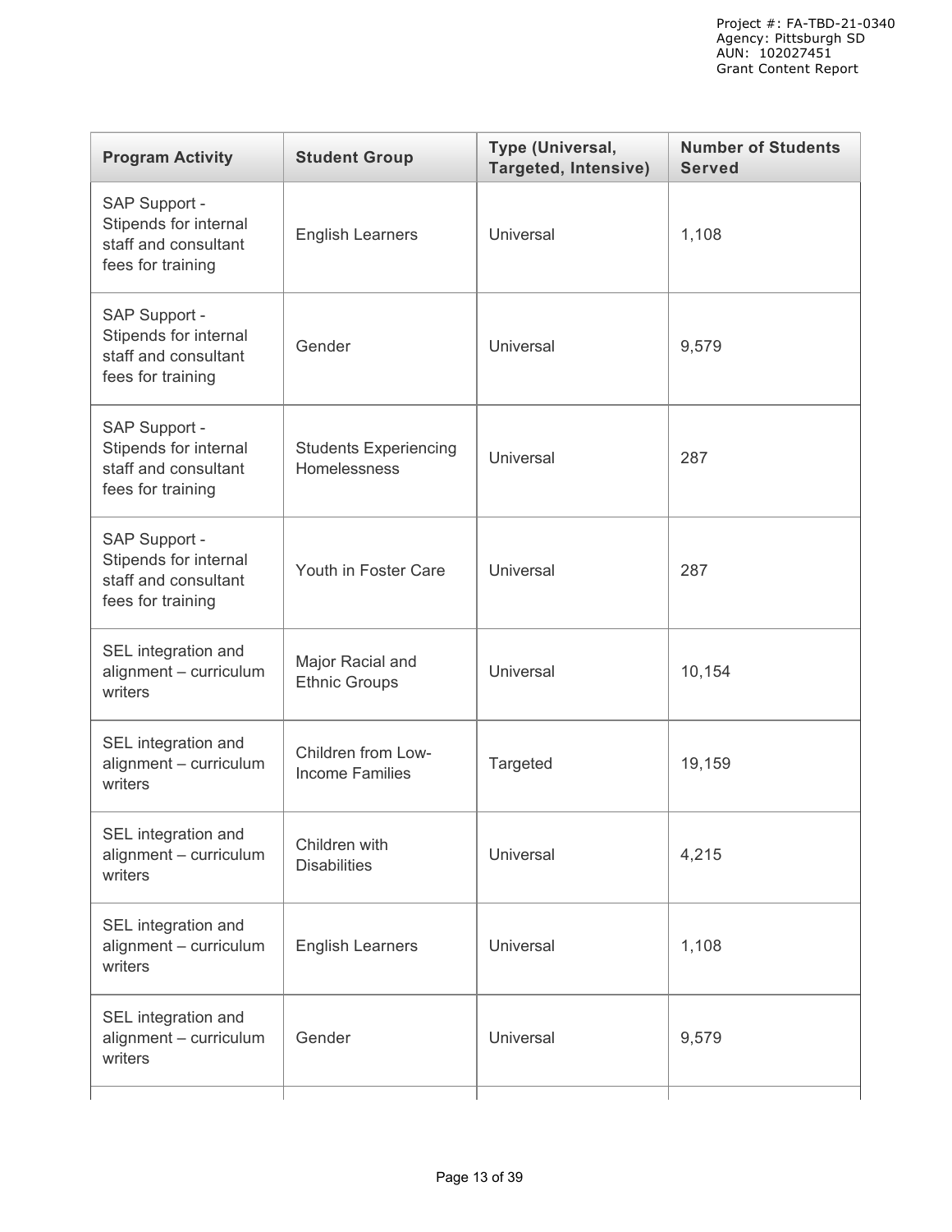| Program Activity | Student Group | Type (Universal, Targeted, Intensive) | Number of Students Served |
| --- | --- | --- | --- |
| SAP Support - Stipends for internal staff and consultant fees for training | English Learners | Universal | 1,108 |
| SAP Support - Stipends for internal staff and consultant fees for training | Gender | Universal | 9,579 |
| SAP Support - Stipends for internal staff and consultant fees for training | Students Experiencing Homelessness | Universal | 287 |
| SAP Support - Stipends for internal staff and consultant fees for training | Youth in Foster Care | Universal | 287 |
| SEL integration and alignment – curriculum writers | Major Racial and Ethnic Groups | Universal | 10,154 |
| SEL integration and alignment – curriculum writers | Children from Low-Income Families | Targeted | 19,159 |
| SEL integration and alignment – curriculum writers | Children with Disabilities | Universal | 4,215 |
| SEL integration and alignment – curriculum writers | English Learners | Universal | 1,108 |
| SEL integration and alignment – curriculum writers | Gender | Universal | 9,579 |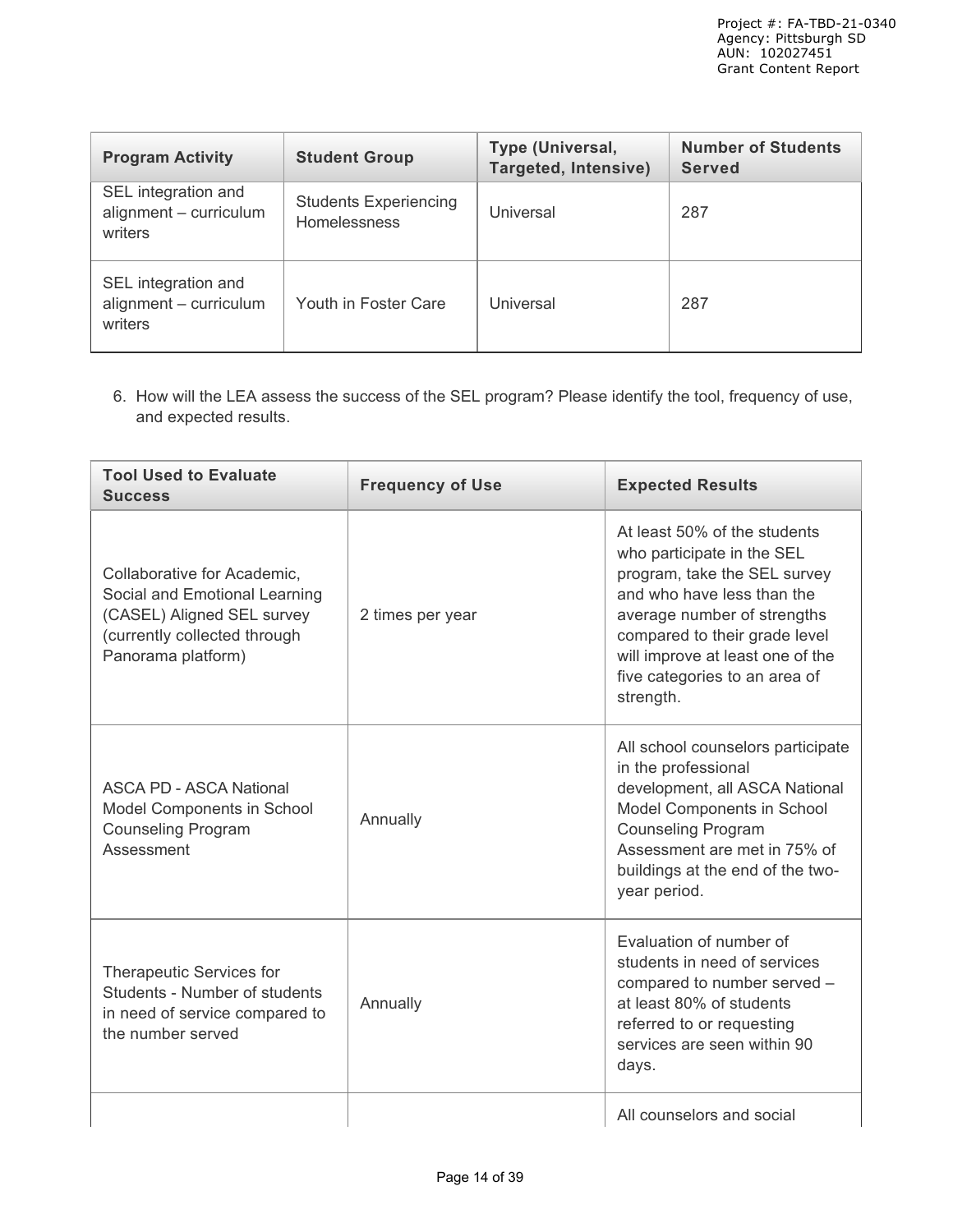| Program Activity | Student Group | Type (Universal, Targeted, Intensive) | Number of Students Served |
|---|---|---|---|
| SEL integration and alignment – curriculum writers | Students Experiencing Homelessness | Universal | 287 |
| SEL integration and alignment – curriculum writers | Youth in Foster Care | Universal | 287 |

6. How will the LEA assess the success of the SEL program? Please identify the tool, frequency of use, and expected results.

| Tool Used to Evaluate Success | Frequency of Use | Expected Results |
|---|---|---|
| Collaborative for Academic, Social and Emotional Learning (CASEL) Aligned SEL survey (currently collected through Panorama platform) | 2 times per year | At least 50% of the students who participate in the SEL program, take the SEL survey and who have less than the average number of strengths compared to their grade level will improve at least one of the five categories to an area of strength. |
| ASCA PD - ASCA National Model Components in School Counseling Program Assessment | Annually | All school counselors participate in the professional development, all ASCA National Model Components in School Counseling Program Assessment are met in 75% of buildings at the end of the two-year period. |
| Therapeutic Services for Students - Number of students in need of service compared to the number served | Annually | Evaluation of number of students in need of services compared to number served – at least 80% of students referred to or requesting services are seen within 90 days. |
| | | All counselors and social |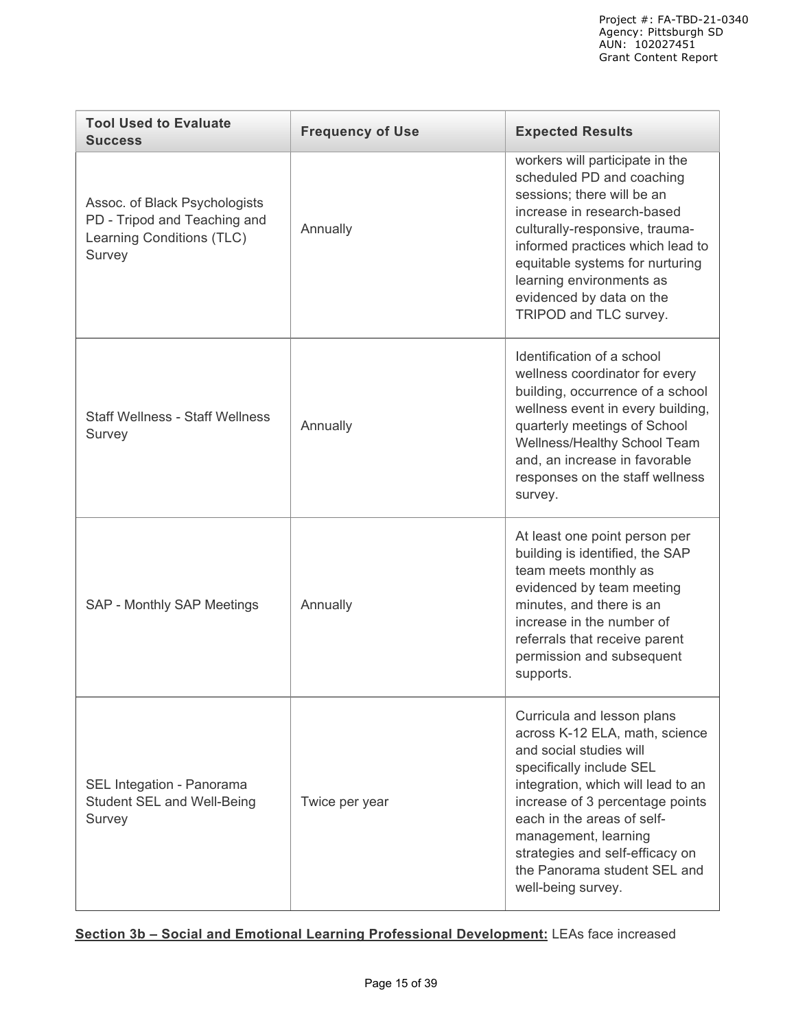| Tool Used to Evaluate Success | Frequency of Use | Expected Results |
| --- | --- | --- |
| Assoc. of Black Psychologists PD - Tripod and Teaching and Learning Conditions (TLC) Survey | Annually | workers will participate in the scheduled PD and coaching sessions; there will be an increase in research-based culturally-responsive, trauma-informed practices which lead to equitable systems for nurturing learning environments as evidenced by data on the TRIPOD and TLC survey. |
| Staff Wellness - Staff Wellness Survey | Annually | Identification of a school wellness coordinator for every building, occurrence of a school wellness event in every building, quarterly meetings of School Wellness/Healthy School Team and, an increase in favorable responses on the staff wellness survey. |
| SAP - Monthly SAP Meetings | Annually | At least one point person per building is identified, the SAP team meets monthly as evidenced by team meeting minutes, and there is an increase in the number of referrals that receive parent permission and subsequent supports. |
| SEL Integation - Panorama Student SEL and Well-Being Survey | Twice per year | Curricula and lesson plans across K-12 ELA, math, science and social studies will specifically include SEL integration, which will lead to an increase of 3 percentage points each in the areas of self-management, learning strategies and self-efficacy on the Panorama student SEL and well-being survey. |

**Section 3b – Social and Emotional Learning Professional Development:** LEAs face increased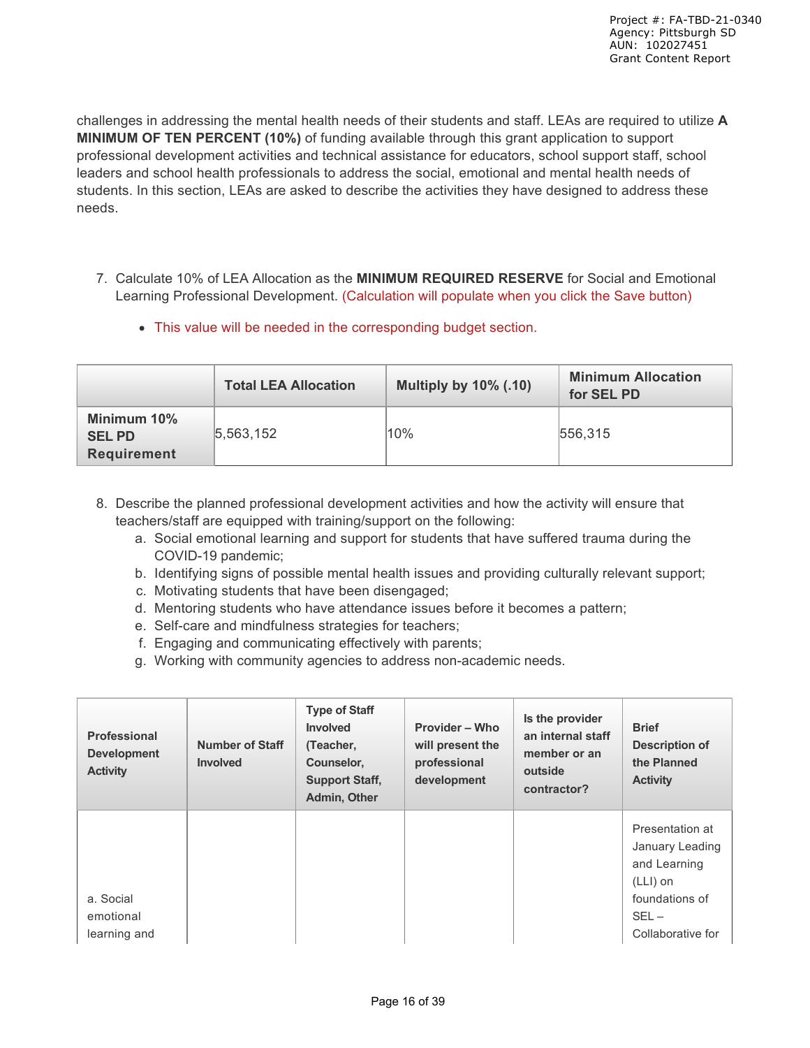challenges in addressing the mental health needs of their students and staff. LEAs are required to utilize **A MINIMUM OF TEN PERCENT (10%)** of funding available through this grant application to support professional development activities and technical assistance for educators, school support staff, school leaders and school health professionals to address the social, emotional and mental health needs of students. In this section, LEAs are asked to describe the activities they have designed to address these needs.

7. Calculate 10% of LEA Allocation as the **MINIMUM REQUIRED RESERVE** for Social and Emotional Learning Professional Development. (Calculation will populate when you click the Save button)
   - This value will be needed in the corresponding budget section.

| | Total LEA Allocation | Multiply by 10% (.10) | Minimum Allocation for SEL PD |
|---|---|---|---|
| **Minimum 10% SEL PD Requirement** | 5,563,152 | 10% | 556,315 |

8. Describe the planned professional development activities and how the activity will ensure that teachers/staff are equipped with training/support on the following:
   a. Social emotional learning and support for students that have suffered trauma during the COVID-19 pandemic;
   b. Identifying signs of possible mental health issues and providing culturally relevant support;
   c. Motivating students that have been disengaged;
   d. Mentoring students who have attendance issues before it becomes a pattern;
   e. Self-care and mindfulness strategies for teachers;
   f. Engaging and communicating effectively with parents;
   g. Working with community agencies to address non-academic needs.

| Professional Development Activity | Number of Staff Involved | Type of Staff Involved (Teacher, Counselor, Support Staff, Admin, Other | Provider – Who will present the professional development | Is the provider an internal staff member or an outside contractor? | Brief Description of the Planned Activity |
|---|---|---|---|---|---|
| a. Social emotional learning and | | | | | Presentation at January Leading and Learning (LLI) on foundations of SEL – Collaborative for |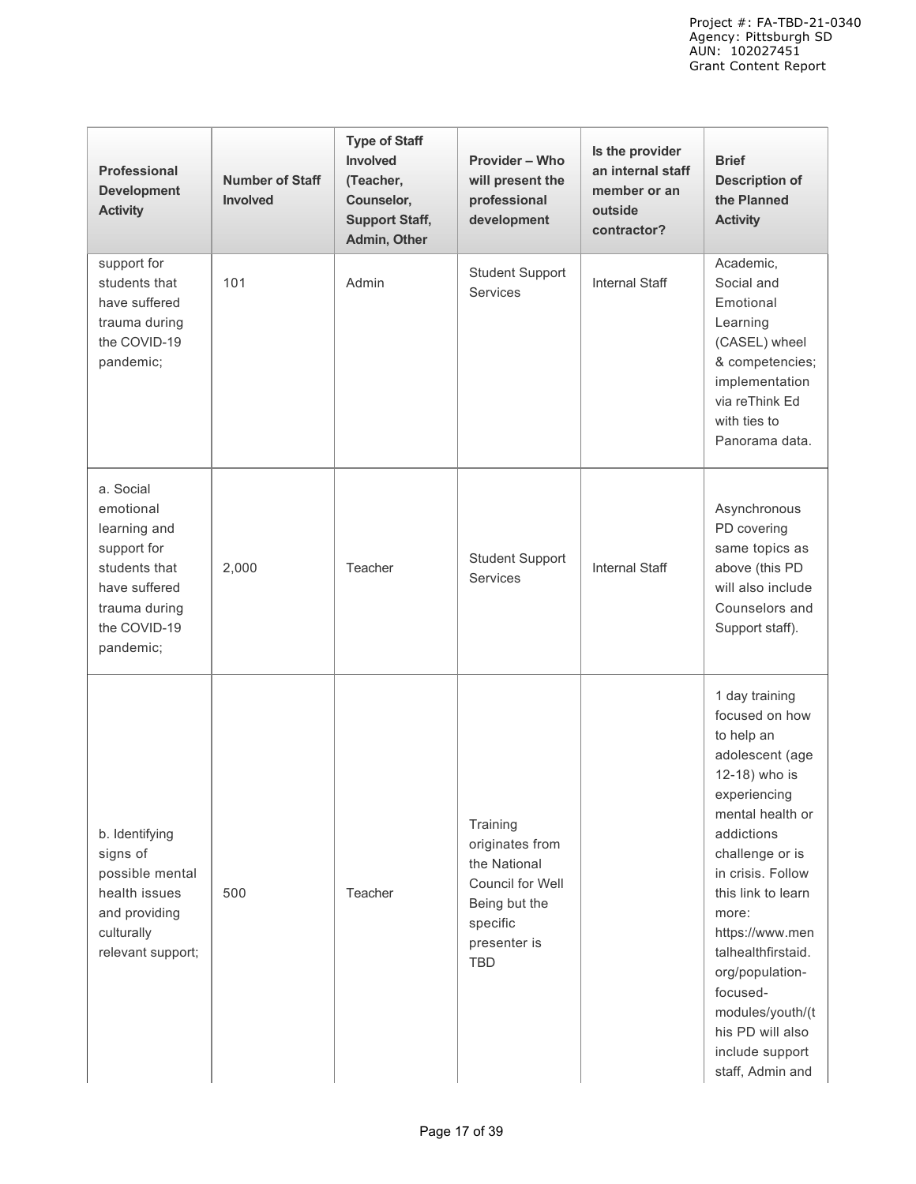| Professional Development Activity | Number of Staff Involved | Type of Staff Involved (Teacher, Counselor, Support Staff, Admin, Other | Provider – Who will present the professional development | Is the provider an internal staff member or an outside contractor? | Brief Description of the Planned Activity |
|---|---|---|---|---|---|
| support for students that have suffered trauma during the COVID-19 pandemic; | 101 | Admin | Student Support Services | Internal Staff | Academic, Social and Emotional Learning (CASEL) wheel & competencies; implementation via reThink Ed with ties to Panorama data. |
| a. Social emotional learning and support for students that have suffered trauma during the COVID-19 pandemic; | 2,000 | Teacher | Student Support Services | Internal Staff | Asynchronous PD covering same topics as above (this PD will also include Counselors and Support staff). |
| b. Identifying signs of possible mental health issues and providing culturally relevant support; | 500 | Teacher | Training originates from the National Council for Well Being but the specific presenter is TBD | | 1 day training focused on how to help an adolescent (age 12-18) who is experiencing mental health or addictions challenge or is in crisis. Follow this link to learn more: https://www.mentalhealthfirstaid.org/population-focused-modules/youth/(this PD will also include support staff, Admin and |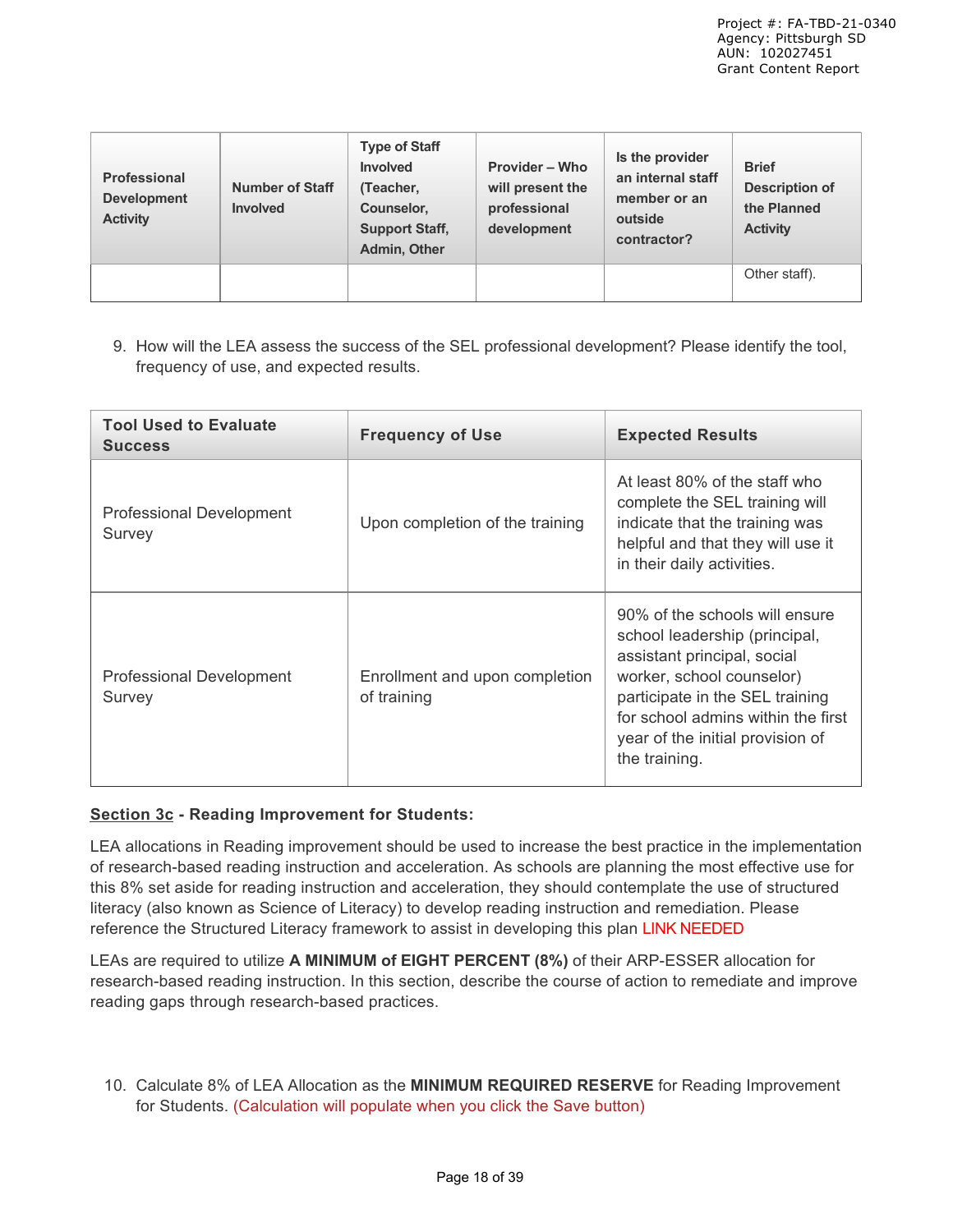| Professional Development Activity | Number of Staff Involved | Type of Staff Involved (Teacher, Counselor, Support Staff, Admin, Other | Provider – Who will present the professional development | Is the provider an internal staff member or an outside contractor? | Brief Description of the Planned Activity |
|---|---|---|---|---|---|
| | | | | | Other staff). |

9. How will the LEA assess the success of the SEL professional development? Please identify the tool, frequency of use, and expected results.

| Tool Used to Evaluate Success | Frequency of Use | Expected Results |
|---|---|---|
| Professional Development Survey | Upon completion of the training | At least 80% of the staff who complete the SEL training will indicate that the training was helpful and that they will use it in their daily activities. |
| Professional Development Survey | Enrollment and upon completion of training | 90% of the schools will ensure school leadership (principal, assistant principal, social worker, school counselor) participate in the SEL training for school admins within the first year of the initial provision of the training. |

**Section 3c - Reading Improvement for Students:**

LEA allocations in Reading improvement should be used to increase the best practice in the implementation of research-based reading instruction and acceleration. As schools are planning the most effective use for this 8% set aside for reading instruction and acceleration, they should contemplate the use of structured literacy (also known as Science of Literacy) to develop reading instruction and remediation. Please reference the Structured Literacy framework to assist in developing this plan LINK NEEDED

LEAs are required to utilize **A MINIMUM of EIGHT PERCENT (8%)** of their ARP-ESSER allocation for research-based reading instruction. In this section, describe the course of action to remediate and improve reading gaps through research-based practices.

10. Calculate 8% of LEA Allocation as the **MINIMUM REQUIRED RESERVE** for Reading Improvement for Students. (Calculation will populate when you click the Save button)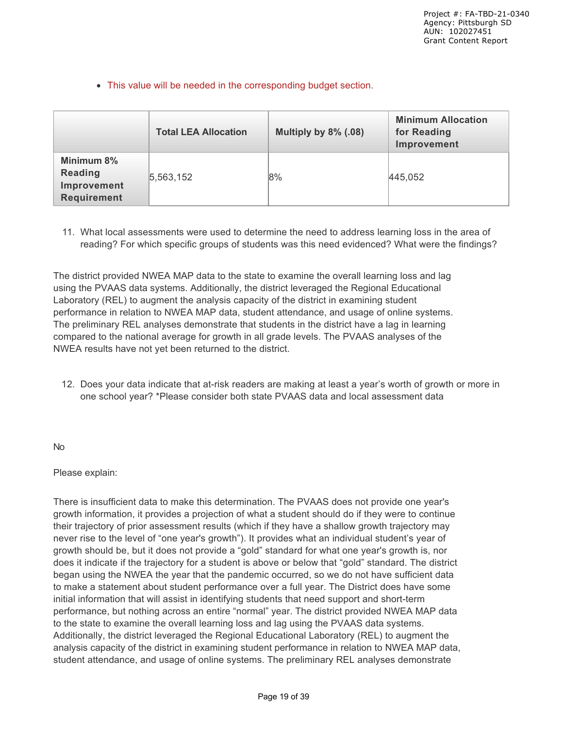- This value will be needed in the corresponding budget section.

| | Total LEA Allocation | Multiply by 8% (.08) | Minimum Allocation for Reading Improvement |
|---|---|---|---|
| **Minimum 8% Reading Improvement Requirement** | 5,563,152 | 8% | 445,052 |

11. What local assessments were used to determine the need to address learning loss in the area of reading? For which specific groups of students was this need evidenced? What were the findings?

The district provided NWEA MAP data to the state to examine the overall learning loss and lag using the PVAAS data systems. Additionally, the district leveraged the Regional Educational Laboratory (REL) to augment the analysis capacity of the district in examining student performance in relation to NWEA MAP data, student attendance, and usage of online systems. The preliminary REL analyses demonstrate that students in the district have a lag in learning compared to the national average for growth in all grade levels. The PVAAS analyses of the NWEA results have not yet been returned to the district.

12. Does your data indicate that at-risk readers are making at least a year's worth of growth or more in one school year? *Please consider both state PVAAS data and local assessment data

No

Please explain:

There is insufficient data to make this determination. The PVAAS does not provide one year's growth information, it provides a projection of what a student should do if they were to continue their trajectory of prior assessment results (which if they have a shallow growth trajectory may never rise to the level of "one year's growth"). It provides what an individual student's year of growth should be, but it does not provide a "gold" standard for what one year's growth is, nor does it indicate if the trajectory for a student is above or below that "gold" standard. The district began using the NWEA the year that the pandemic occurred, so we do not have sufficient data to make a statement about student performance over a full year. The District does have some initial information that will assist in identifying students that need support and short-term performance, but nothing across an entire "normal" year. The district provided NWEA MAP data to the state to examine the overall learning loss and lag using the PVAAS data systems. Additionally, the district leveraged the Regional Educational Laboratory (REL) to augment the analysis capacity of the district in examining student performance in relation to NWEA MAP data, student attendance, and usage of online systems. The preliminary REL analyses demonstrate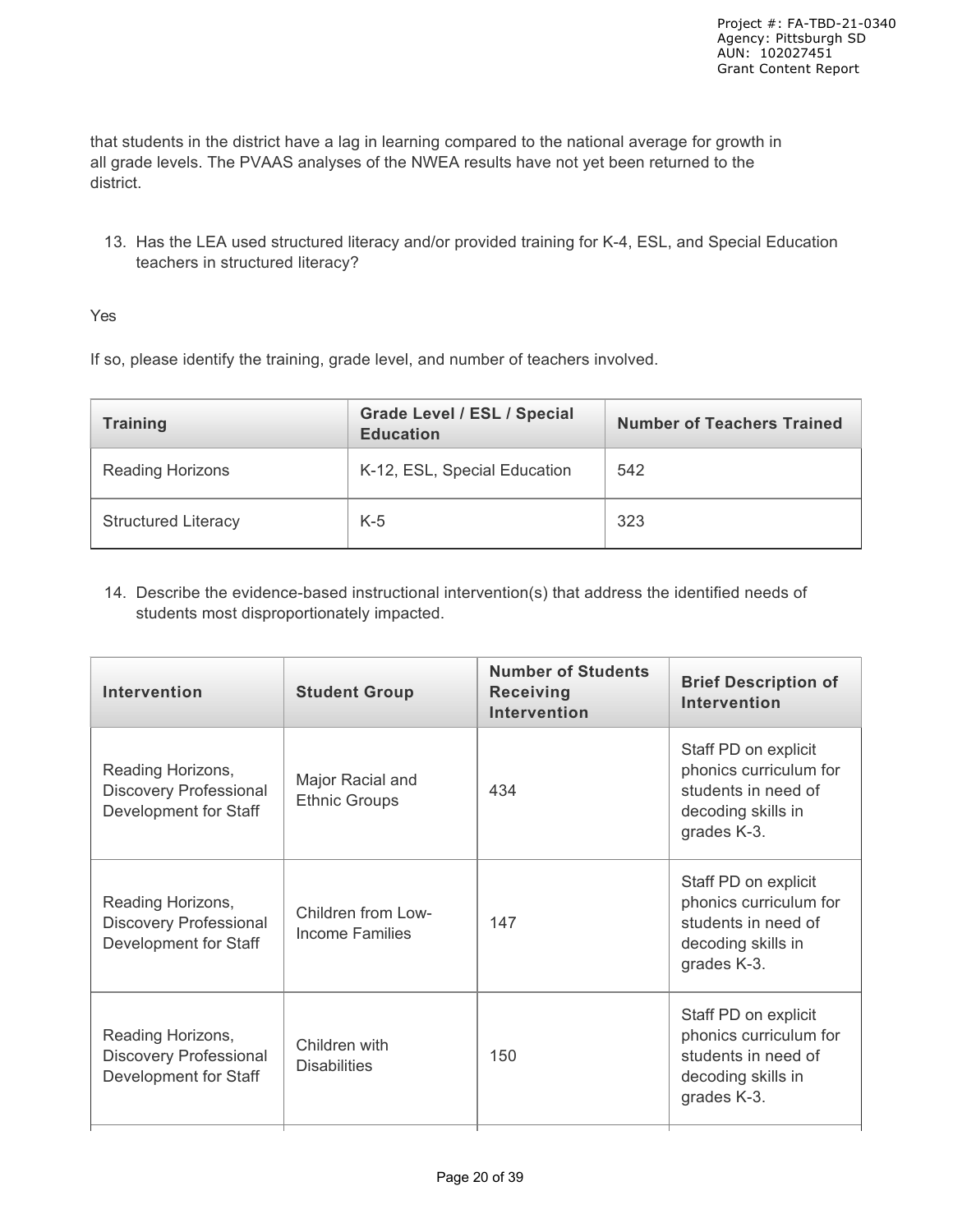that students in the district have a lag in learning compared to the national average for growth in all grade levels. The PVAAS analyses of the NWEA results have not yet been returned to the district.

13. Has the LEA used structured literacy and/or provided training for K-4, ESL, and Special Education teachers in structured literacy?

Yes

If so, please identify the training, grade level, and number of teachers involved.

| Training | Grade Level / ESL / Special Education | Number of Teachers Trained |
|---|---|---|
| Reading Horizons | K-12, ESL, Special Education | 542 |
| Structured Literacy | K-5 | 323 |

14. Describe the evidence-based instructional intervention(s) that address the identified needs of students most disproportionately impacted.

| Intervention | Student Group | Number of Students Receiving Intervention | Brief Description of Intervention |
|---|---|---|---|
| Reading Horizons, Discovery Professional Development for Staff | Major Racial and Ethnic Groups | 434 | Staff PD on explicit phonics curriculum for students in need of decoding skills in grades K-3. |
| Reading Horizons, Discovery Professional Development for Staff | Children from Low-Income Families | 147 | Staff PD on explicit phonics curriculum for students in need of decoding skills in grades K-3. |
| Reading Horizons, Discovery Professional Development for Staff | Children with Disabilities | 150 | Staff PD on explicit phonics curriculum for students in need of decoding skills in grades K-3. |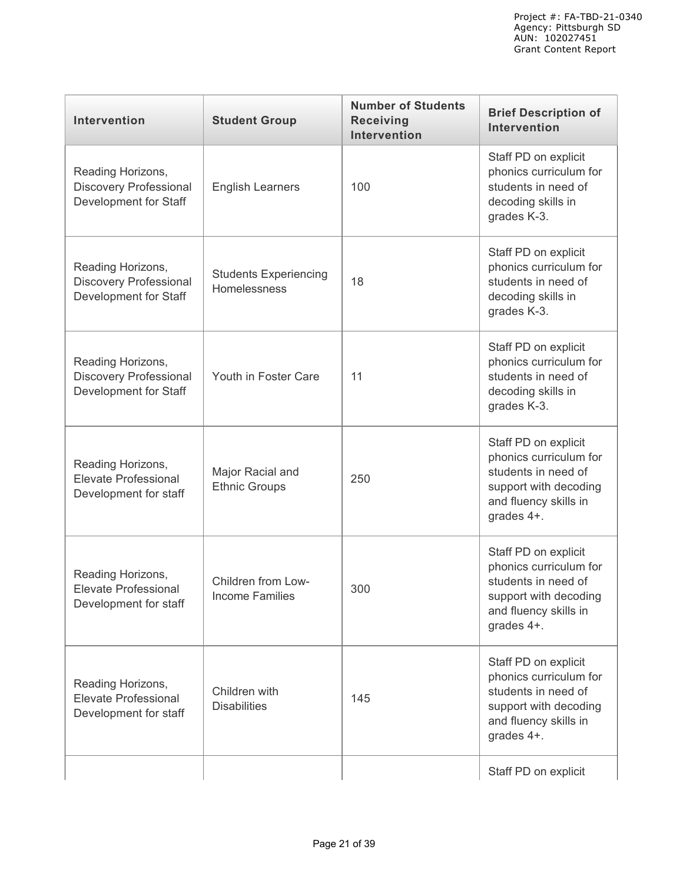| Intervention | Student Group | Number of Students Receiving Intervention | Brief Description of Intervention |
| --- | --- | --- | --- |
| Reading Horizons, Discovery Professional Development for Staff | English Learners | 100 | Staff PD on explicit phonics curriculum for students in need of decoding skills in grades K-3. |
| Reading Horizons, Discovery Professional Development for Staff | Students Experiencing Homelessness | 18 | Staff PD on explicit phonics curriculum for students in need of decoding skills in grades K-3. |
| Reading Horizons, Discovery Professional Development for Staff | Youth in Foster Care | 11 | Staff PD on explicit phonics curriculum for students in need of decoding skills in grades K-3. |
| Reading Horizons, Elevate Professional Development for staff | Major Racial and Ethnic Groups | 250 | Staff PD on explicit phonics curriculum for students in need of support with decoding and fluency skills in grades 4+. |
| Reading Horizons, Elevate Professional Development for staff | Children from Low-Income Families | 300 | Staff PD on explicit phonics curriculum for students in need of support with decoding and fluency skills in grades 4+. |
| Reading Horizons, Elevate Professional Development for staff | Children with Disabilities | 145 | Staff PD on explicit phonics curriculum for students in need of support with decoding and fluency skills in grades 4+. |
| | | | Staff PD on explicit |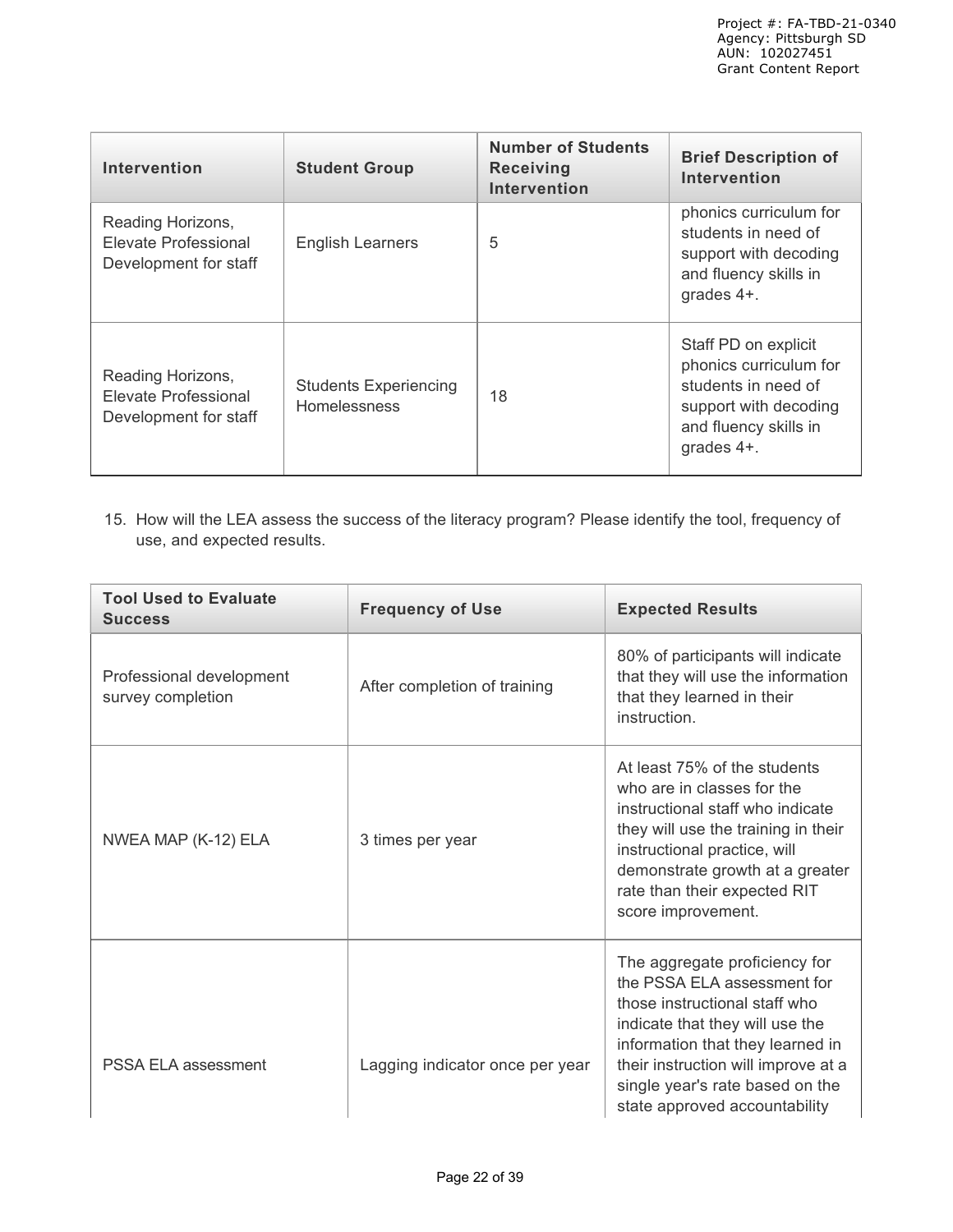| Intervention | Student Group | Number of Students Receiving Intervention | Brief Description of Intervention |
| --- | --- | --- | --- |
| Reading Horizons, Elevate Professional Development for staff | English Learners | 5 | phonics curriculum for students in need of support with decoding and fluency skills in grades 4+. |
| Reading Horizons, Elevate Professional Development for staff | Students Experiencing Homelessness | 18 | Staff PD on explicit phonics curriculum for students in need of support with decoding and fluency skills in grades 4+. |

15. How will the LEA assess the success of the literacy program? Please identify the tool, frequency of use, and expected results.

| Tool Used to Evaluate Success | Frequency of Use | Expected Results |
| --- | --- | --- |
| Professional development survey completion | After completion of training | 80% of participants will indicate that they will use the information that they learned in their instruction. |
| NWEA MAP (K-12) ELA | 3 times per year | At least 75% of the students who are in classes for the instructional staff who indicate they will use the training in their instructional practice, will demonstrate growth at a greater rate than their expected RIT score improvement. |
| PSSA ELA assessment | Lagging indicator once per year | The aggregate proficiency for the PSSA ELA assessment for those instructional staff who indicate that they will use the information that they learned in their instruction will improve at a single year's rate based on the state approved accountability |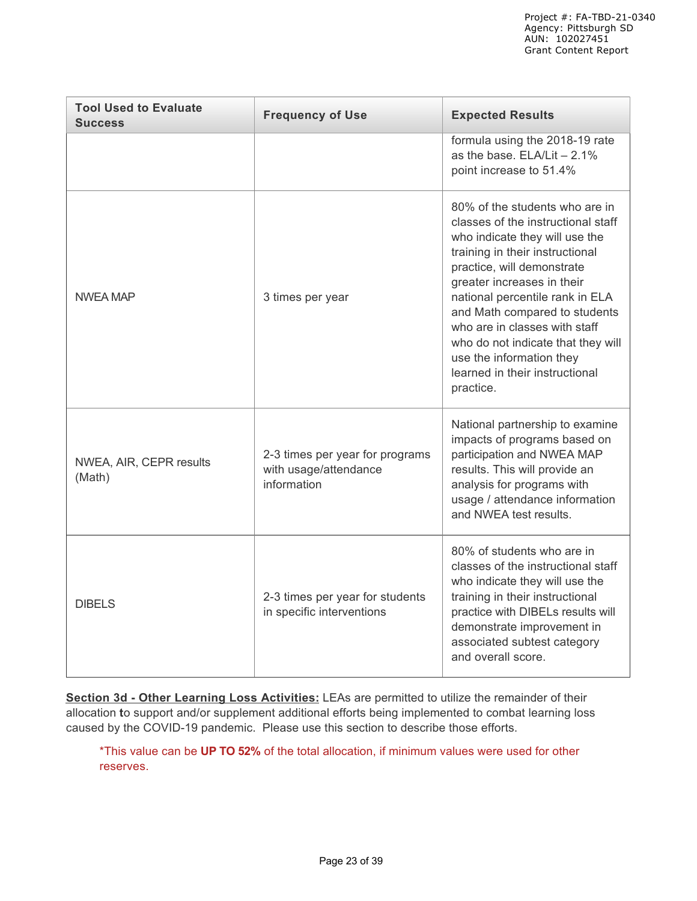| Tool Used to Evaluate Success | Frequency of Use | Expected Results |
|---|---|---|
| | | formula using the 2018-19 rate as the base. ELA/Lit – 2.1% point increase to 51.4% |
| NWEA MAP | 3 times per year | 80% of the students who are in classes of the instructional staff who indicate they will use the training in their instructional practice, will demonstrate greater increases in their national percentile rank in ELA and Math compared to students who are in classes with staff who do not indicate that they will use the information they learned in their instructional practice. |
| NWEA, AIR, CEPR results (Math) | 2-3 times per year for programs with usage/attendance information | National partnership to examine impacts of programs based on participation and NWEA MAP results. This will provide an analysis for programs with usage / attendance information and NWEA test results. |
| DIBELS | 2-3 times per year for students in specific interventions | 80% of students who are in classes of the instructional staff who indicate they will use the training in their instructional practice with DIBELs results will demonstrate improvement in associated subtest category and overall score. |

**Section 3d - Other Learning Loss Activities:** LEAs are permitted to utilize the remainder of their allocation to support and/or supplement additional efforts being implemented to combat learning loss caused by the COVID-19 pandemic. Please use this section to describe those efforts.

*This value can be **UP TO 52%** of the total allocation, if minimum values were used for other reserves.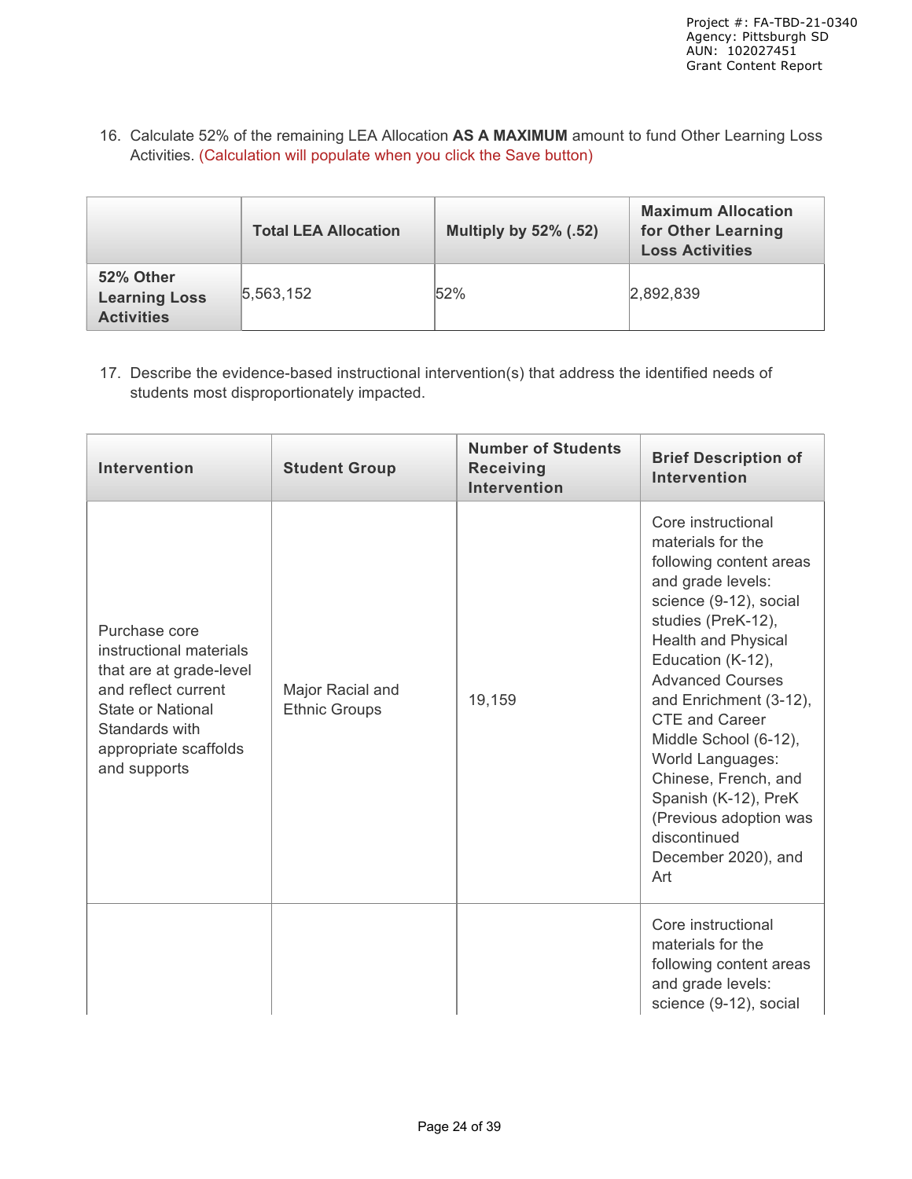16. Calculate 52% of the remaining LEA Allocation **AS A MAXIMUM** amount to fund Other Learning Loss Activities. (Calculation will populate when you click the Save button)

| | Total LEA Allocation | Multiply by 52% (.52) | Maximum Allocation for Other Learning Loss Activities |
|---|---|---|---|
| **52% Other Learning Loss Activities** | 5,563,152 | 52% | 2,892,839 |

17. Describe the evidence-based instructional intervention(s) that address the identified needs of students most disproportionately impacted.

| Intervention | Student Group | Number of Students Receiving Intervention | Brief Description of Intervention |
|---|---|---|---|
| Purchase core instructional materials that are at grade-level and reflect current State or National Standards with appropriate scaffolds and supports | Major Racial and Ethnic Groups | 19,159 | Core instructional materials for the following content areas and grade levels: science (9-12), social studies (PreK-12), Health and Physical Education (K-12), Advanced Courses and Enrichment (3-12), CTE and Career Middle School (6-12), World Languages: Chinese, French, and Spanish (K-12), PreK (Previous adoption was discontinued December 2020), and Art |
| | | | Core instructional materials for the following content areas and grade levels: science (9-12), social |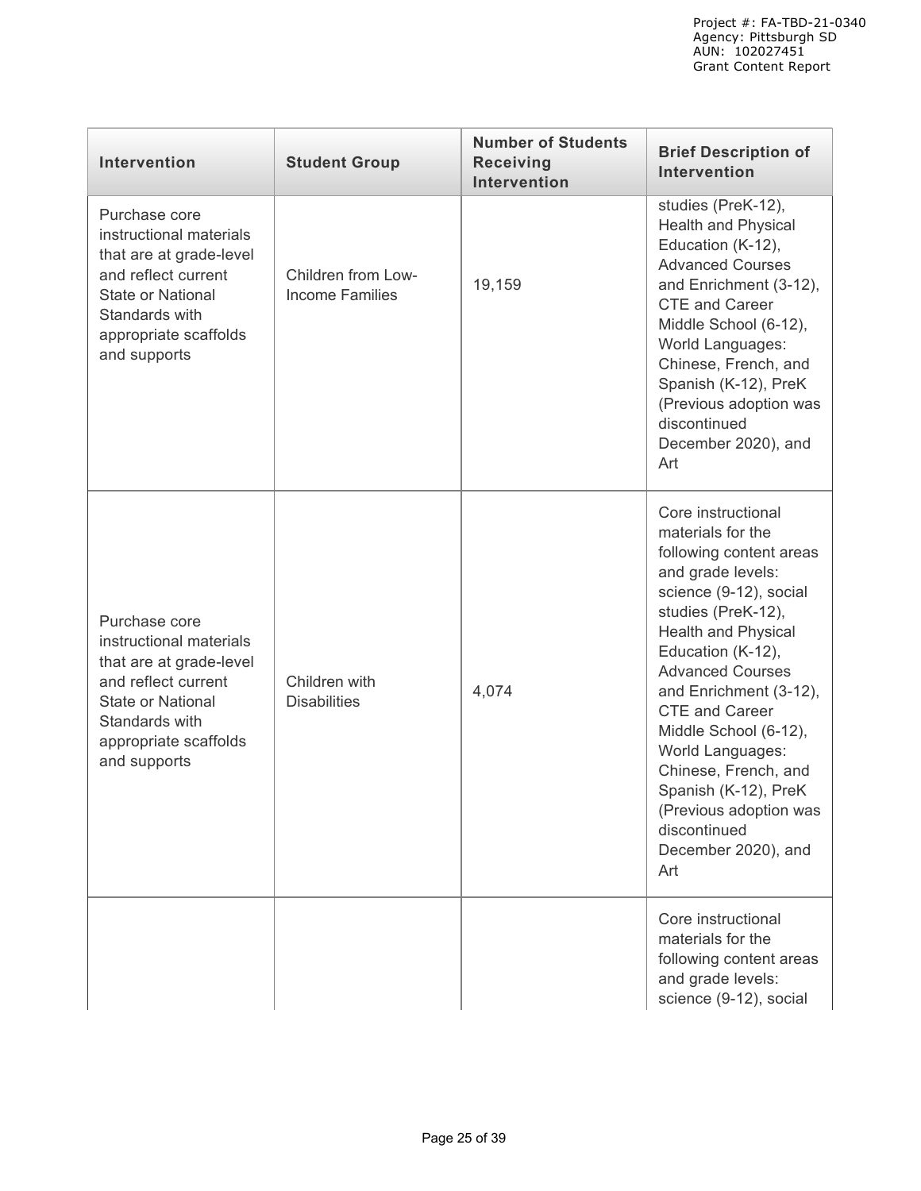| Intervention | Student Group | Number of Students Receiving Intervention | Brief Description of Intervention |
|---|---|---|---|
| Purchase core instructional materials that are at grade-level and reflect current State or National Standards with appropriate scaffolds and supports | Children from Low-Income Families | 19,159 | studies (PreK-12), Health and Physical Education (K-12), Advanced Courses and Enrichment (3-12), CTE and Career Middle School (6-12), World Languages: Chinese, French, and Spanish (K-12), PreK (Previous adoption was discontinued December 2020), and Art |
| Purchase core instructional materials that are at grade-level and reflect current State or National Standards with appropriate scaffolds and supports | Children with Disabilities | 4,074 | Core instructional materials for the following content areas and grade levels: science (9-12), social studies (PreK-12), Health and Physical Education (K-12), Advanced Courses and Enrichment (3-12), CTE and Career Middle School (6-12), World Languages: Chinese, French, and Spanish (K-12), PreK (Previous adoption was discontinued December 2020), and Art |
| | | | Core instructional materials for the following content areas and grade levels: science (9-12), social |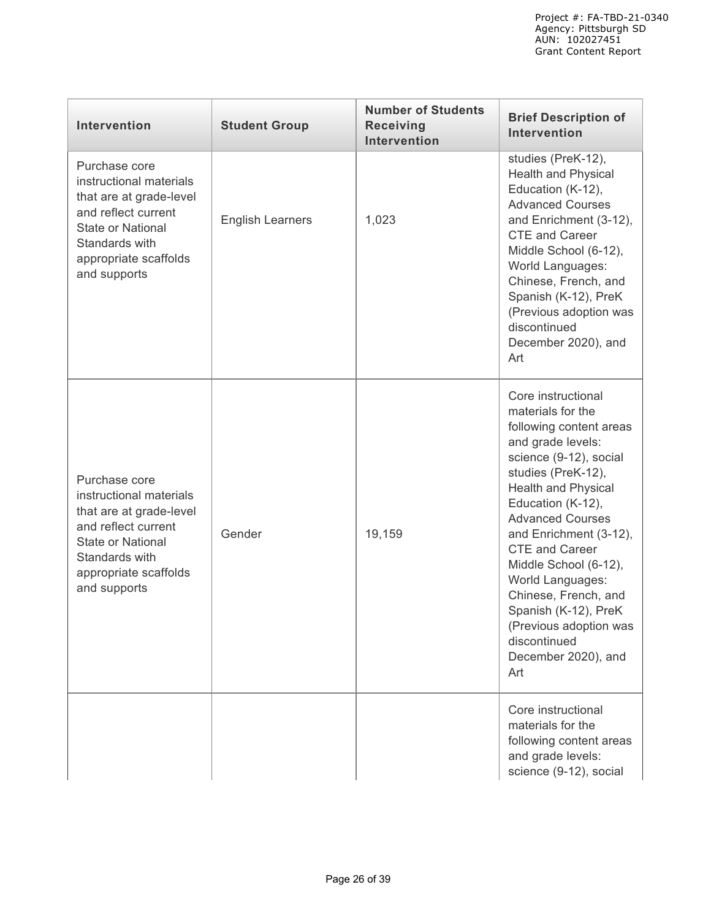| Intervention | Student Group | Number of Students Receiving Intervention | Brief Description of Intervention |
| --- | --- | --- | --- |
| Purchase core instructional materials that are at grade-level and reflect current State or National Standards with appropriate scaffolds and supports | English Learners | 1,023 | studies (PreK-12), Health and Physical Education (K-12), Advanced Courses and Enrichment (3-12), CTE and Career Middle School (6-12), World Languages: Chinese, French, and Spanish (K-12), PreK (Previous adoption was discontinued December 2020), and Art |
| Purchase core instructional materials that are at grade-level and reflect current State or National Standards with appropriate scaffolds and supports | Gender | 19,159 | Core instructional materials for the following content areas and grade levels: science (9-12), social studies (PreK-12), Health and Physical Education (K-12), Advanced Courses and Enrichment (3-12), CTE and Career Middle School (6-12), World Languages: Chinese, French, and Spanish (K-12), PreK (Previous adoption was discontinued December 2020), and Art |
| | | | Core instructional materials for the following content areas and grade levels: science (9-12), social |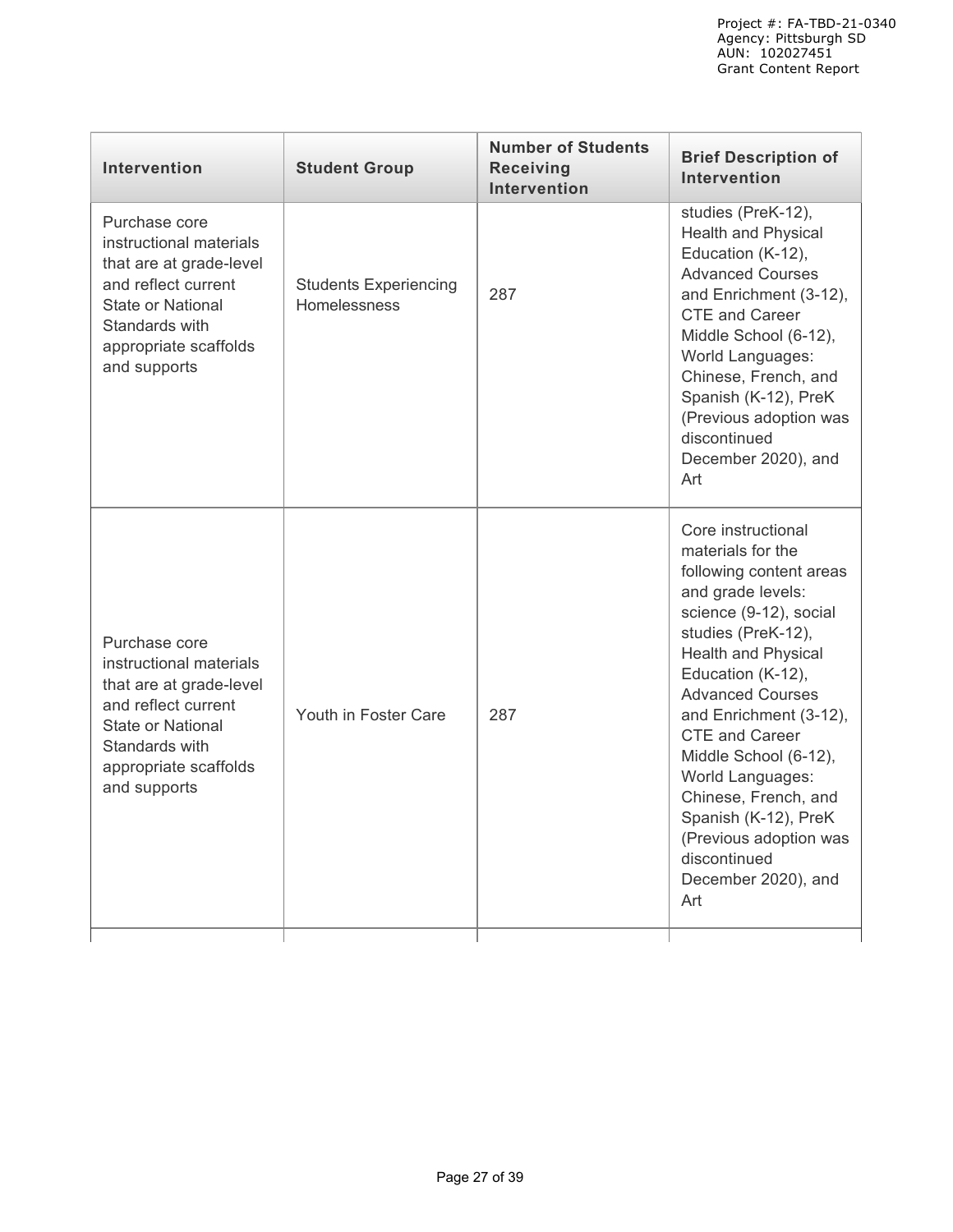| Intervention | Student Group | Number of Students Receiving Intervention | Brief Description of Intervention |
|---|---|---|---|
| Purchase core instructional materials that are at grade-level and reflect current State or National Standards with appropriate scaffolds and supports | Students Experiencing Homelessness | 287 | studies (PreK-12), Health and Physical Education (K-12), Advanced Courses and Enrichment (3-12), CTE and Career Middle School (6-12), World Languages: Chinese, French, and Spanish (K-12), PreK (Previous adoption was discontinued December 2020), and Art |
| Purchase core instructional materials that are at grade-level and reflect current State or National Standards with appropriate scaffolds and supports | Youth in Foster Care | 287 | Core instructional materials for the following content areas and grade levels: science (9-12), social studies (PreK-12), Health and Physical Education (K-12), Advanced Courses and Enrichment (3-12), CTE and Career Middle School (6-12), World Languages: Chinese, French, and Spanish (K-12), PreK (Previous adoption was discontinued December 2020), and Art |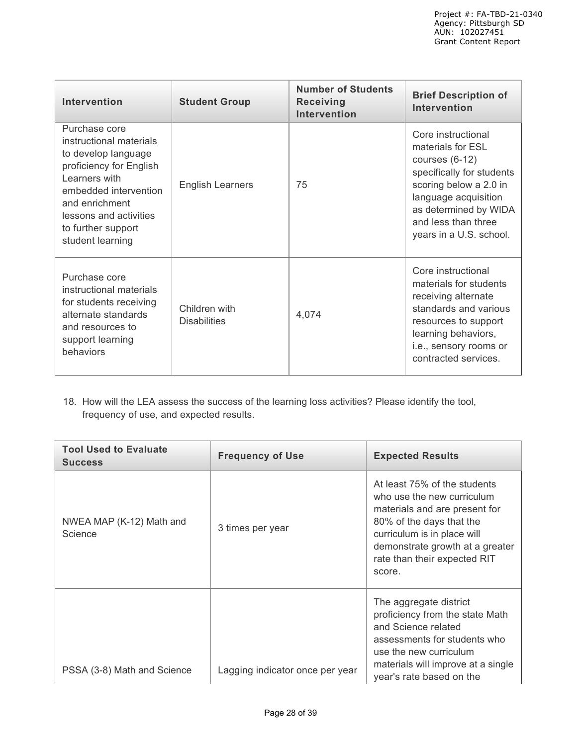| Intervention | Student Group | Number of Students Receiving Intervention | Brief Description of Intervention |
| --- | --- | --- | --- |
| Purchase core instructional materials to develop language proficiency for English Learners with embedded intervention and enrichment lessons and activities to further support student learning | English Learners | 75 | Core instructional materials for ESL courses (6-12) specifically for students scoring below a 2.0 in language acquisition as determined by WIDA and less than three years in a U.S. school. |
| Purchase core instructional materials for students receiving alternate standards and resources to support learning behaviors | Children with Disabilities | 4,074 | Core instructional materials for students receiving alternate standards and various resources to support learning behaviors, i.e., sensory rooms or contracted services. |

18. How will the LEA assess the success of the learning loss activities? Please identify the tool, frequency of use, and expected results.

| Tool Used to Evaluate Success | Frequency of Use | Expected Results |
| --- | --- | --- |
| NWEA MAP (K-12) Math and Science | 3 times per year | At least 75% of the students who use the new curriculum materials and are present for 80% of the days that the curriculum is in place will demonstrate growth at a greater rate than their expected RIT score. |
| PSSA (3-8) Math and Science | Lagging indicator once per year | The aggregate district proficiency from the state Math and Science related assessments for students who use the new curriculum materials will improve at a single year's rate based on the |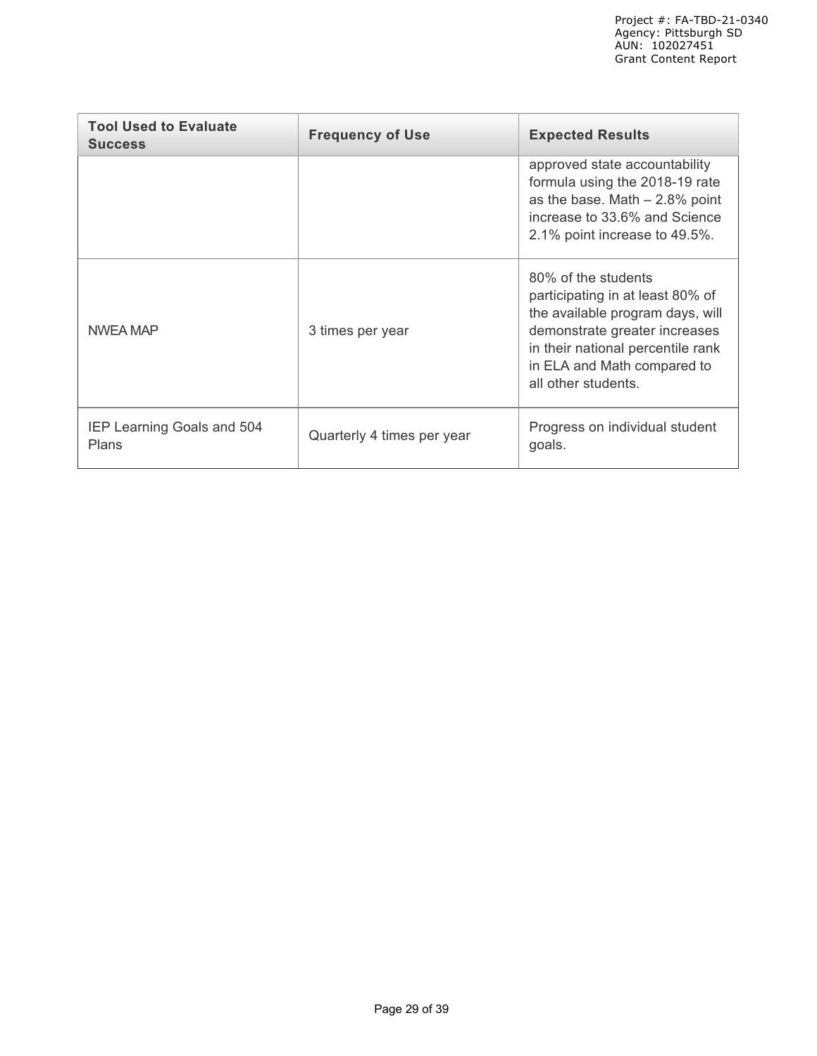| Tool Used to Evaluate Success | Frequency of Use | Expected Results |
| --- | --- | --- |
| | | approved state accountability formula using the 2018-19 rate as the base. Math – 2.8% point increase to 33.6% and Science 2.1% point increase to 49.5%. |
| NWEA MAP | 3 times per year | 80% of the students participating in at least 80% of the available program days, will demonstrate greater increases in their national percentile rank in ELA and Math compared to all other students. |
| IEP Learning Goals and 504 Plans | Quarterly 4 times per year | Progress on individual student goals. |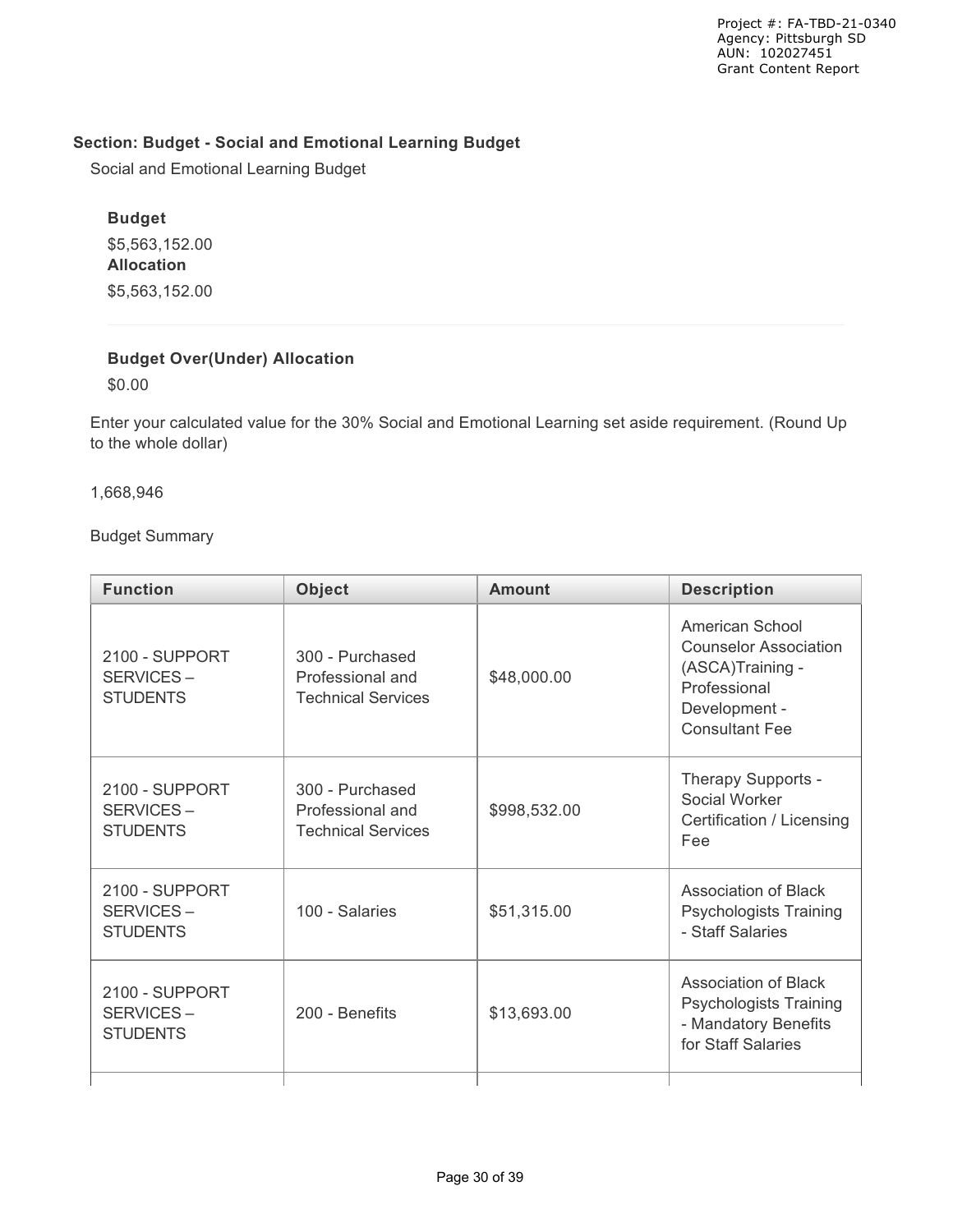### Section: Budget - Social and Emotional Learning Budget

Social and Emotional Learning Budget

**Budget**

$5,563,152.00

**Allocation**

$5,563,152.00

**Budget Over(Under) Allocation**

$0.00

Enter your calculated value for the 30% Social and Emotional Learning set aside requirement. (Round Up to the whole dollar)

1,668,946

Budget Summary

| Function | Object | Amount | Description |
|---|---|---|---|
| 2100 - SUPPORT SERVICES – STUDENTS | 300 - Purchased Professional and Technical Services | $48,000.00 | American School Counselor Association (ASCA)Training - Professional Development - Consultant Fee |
| 2100 - SUPPORT SERVICES – STUDENTS | 300 - Purchased Professional and Technical Services | $998,532.00 | Therapy Supports - Social Worker Certification / Licensing Fee |
| 2100 - SUPPORT SERVICES – STUDENTS | 100 - Salaries | $51,315.00 | Association of Black Psychologists Training - Staff Salaries |
| 2100 - SUPPORT SERVICES – STUDENTS | 200 - Benefits | $13,693.00 | Association of Black Psychologists Training - Mandatory Benefits for Staff Salaries |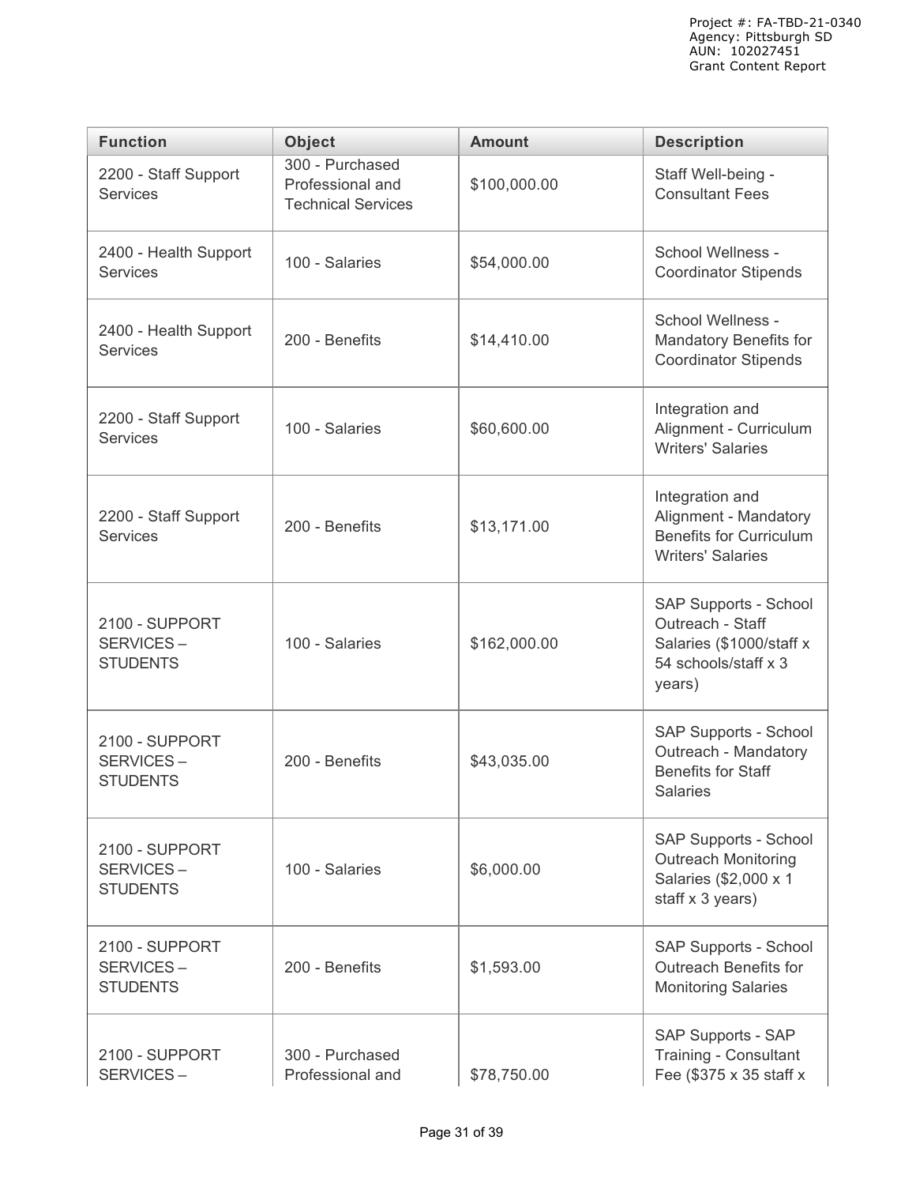| Function | Object | Amount | Description |
| --- | --- | --- | --- |
| 2200 - Staff Support Services | 300 - Purchased Professional and Technical Services | $100,000.00 | Staff Well-being - Consultant Fees |
| 2400 - Health Support Services | 100 - Salaries | $54,000.00 | School Wellness - Coordinator Stipends |
| 2400 - Health Support Services | 200 - Benefits | $14,410.00 | School Wellness - Mandatory Benefits for Coordinator Stipends |
| 2200 - Staff Support Services | 100 - Salaries | $60,600.00 | Integration and Alignment - Curriculum Writers' Salaries |
| 2200 - Staff Support Services | 200 - Benefits | $13,171.00 | Integration and Alignment - Mandatory Benefits for Curriculum Writers' Salaries |
| 2100 - SUPPORT SERVICES – STUDENTS | 100 - Salaries | $162,000.00 | SAP Supports - School Outreach - Staff Salaries ($1000/staff x 54 schools/staff x 3 years) |
| 2100 - SUPPORT SERVICES – STUDENTS | 200 - Benefits | $43,035.00 | SAP Supports - School Outreach - Mandatory Benefits for Staff Salaries |
| 2100 - SUPPORT SERVICES – STUDENTS | 100 - Salaries | $6,000.00 | SAP Supports - School Outreach Monitoring Salaries ($2,000 x 1 staff x 3 years) |
| 2100 - SUPPORT SERVICES – STUDENTS | 200 - Benefits | $1,593.00 | SAP Supports - School Outreach Benefits for Monitoring Salaries |
| 2100 - SUPPORT SERVICES – | 300 - Purchased Professional and | $78,750.00 | SAP Supports - SAP Training - Consultant Fee ($375 x 35 staff x |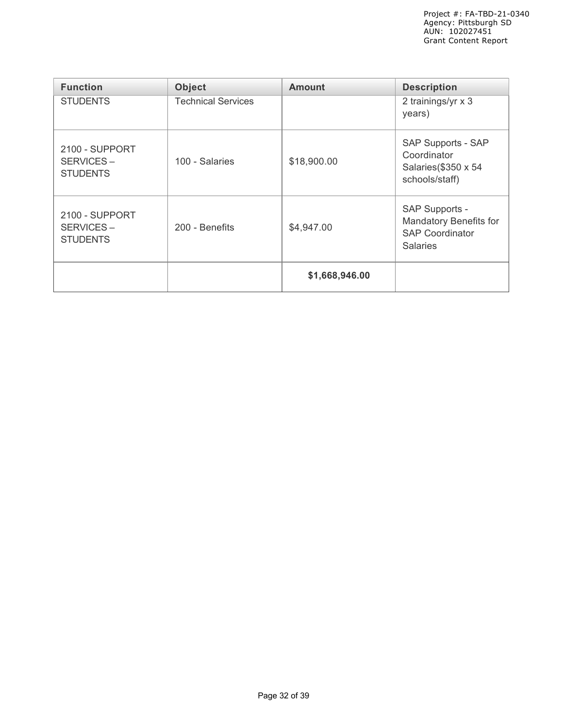| Function | Object | Amount | Description |
| --- | --- | --- | --- |
| STUDENTS | Technical Services | | 2 trainings/yr x 3 years) |
| 2100 - SUPPORT SERVICES – STUDENTS | 100 - Salaries | $18,900.00 | SAP Supports - SAP Coordinator Salaries($350 x 54 schools/staff) |
| 2100 - SUPPORT SERVICES – STUDENTS | 200 - Benefits | $4,947.00 | SAP Supports - Mandatory Benefits for SAP Coordinator Salaries |
| | | **$1,668,946.00** | |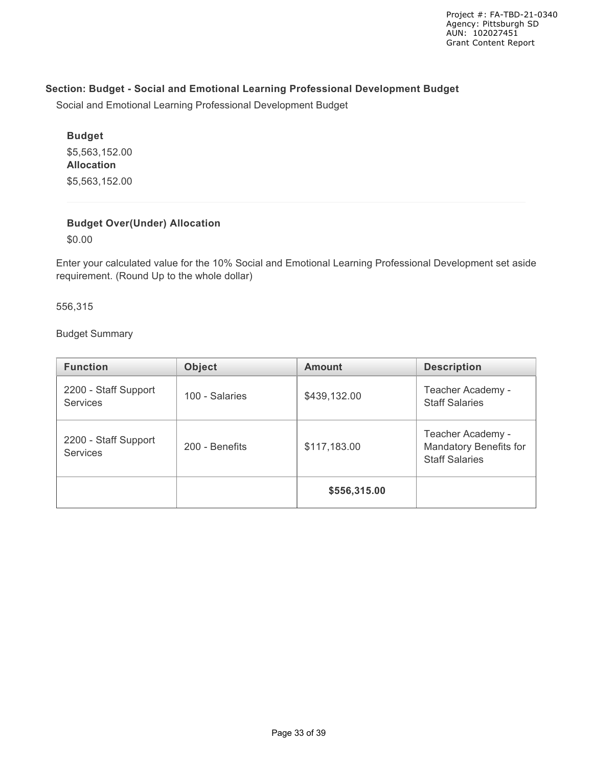### Section: Budget - Social and Emotional Learning Professional Development Budget

Social and Emotional Learning Professional Development Budget

**Budget**

$5,563,152.00

**Allocation**

$5,563,152.00

**Budget Over(Under) Allocation**

$0.00

Enter your calculated value for the 10% Social and Emotional Learning Professional Development set aside requirement. (Round Up to the whole dollar)

556,315

Budget Summary

| Function | Object | Amount | Description |
| --- | --- | --- | --- |
| 2200 - Staff Support Services | 100 - Salaries | $439,132.00 | Teacher Academy - Staff Salaries |
| 2200 - Staff Support Services | 200 - Benefits | $117,183.00 | Teacher Academy - Mandatory Benefits for Staff Salaries |
| | | **$556,315.00** | |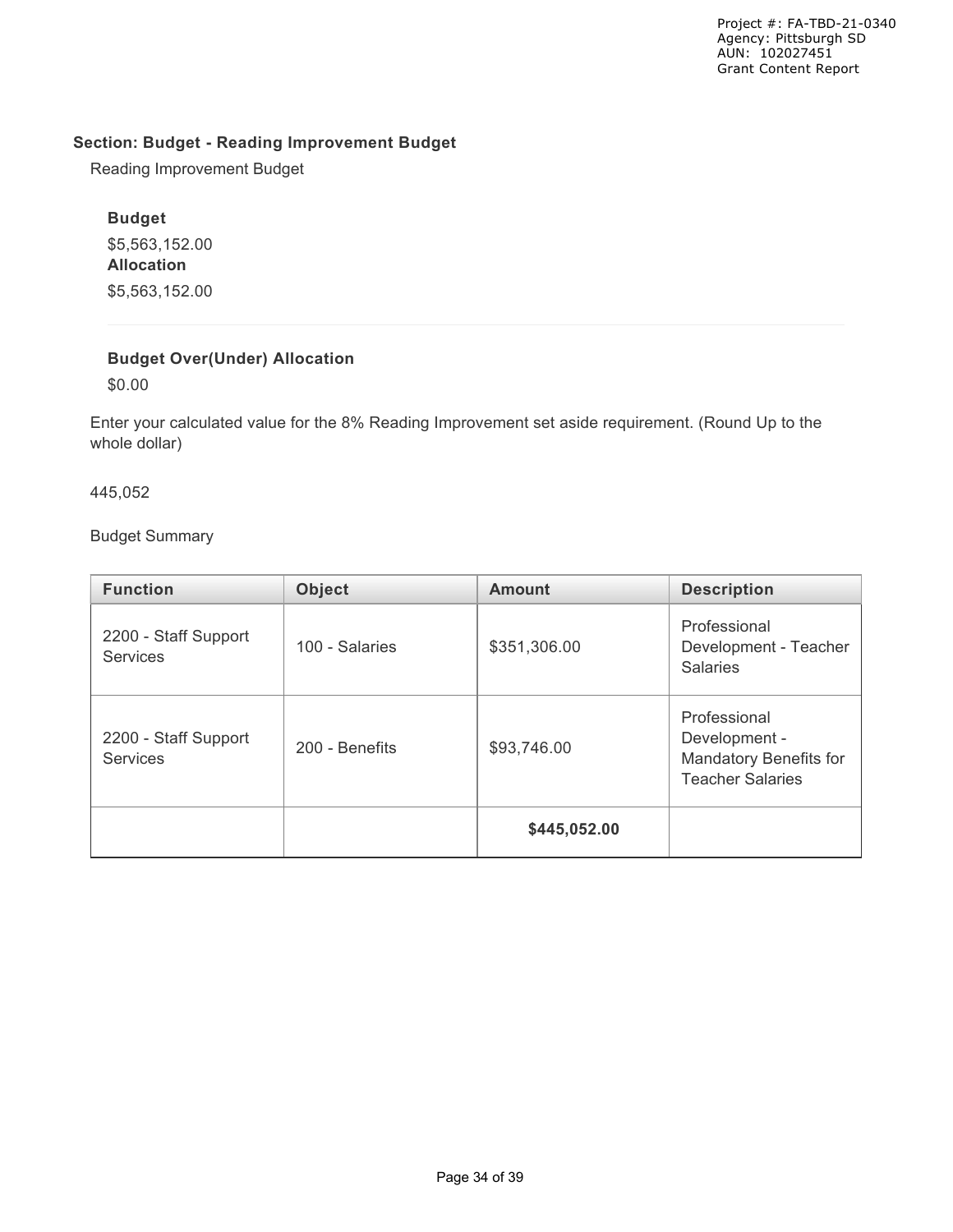## Section: Budget - Reading Improvement Budget

Reading Improvement Budget

**Budget**

$5,563,152.00

**Allocation**

$5,563,152.00

**Budget Over(Under) Allocation**

$0.00

Enter your calculated value for the 8% Reading Improvement set aside requirement. (Round Up to the whole dollar)

445,052

Budget Summary

| Function | Object | Amount | Description |
|---|---|---|---|
| 2200 - Staff Support Services | 100 - Salaries | $351,306.00 | Professional Development - Teacher Salaries |
| 2200 - Staff Support Services | 200 - Benefits | $93,746.00 | Professional Development - Mandatory Benefits for Teacher Salaries |
| | | **$445,052.00** | |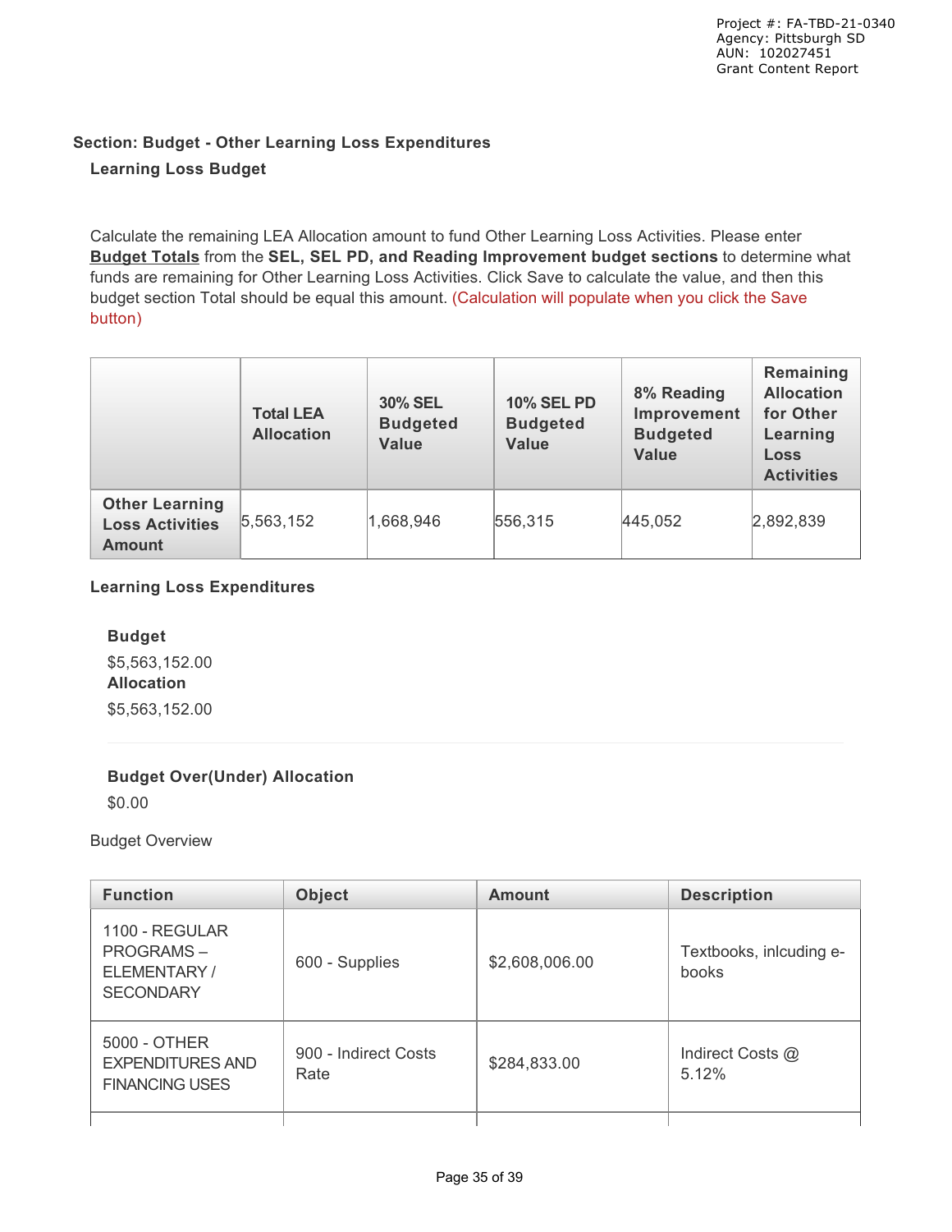### Section: Budget - Other Learning Loss Expenditures

#### Learning Loss Budget

Calculate the remaining LEA Allocation amount to fund Other Learning Loss Activities. Please enter **Budget Totals** from the **SEL, SEL PD, and Reading Improvement budget sections** to determine what funds are remaining for Other Learning Loss Activities. Click Save to calculate the value, and then this budget section Total should be equal this amount. (Calculation will populate when you click the Save button)

| | Total LEA Allocation | 30% SEL Budgeted Value | 10% SEL PD Budgeted Value | 8% Reading Improvement Budgeted Value | Remaining Allocation for Other Learning Loss Activities |
|---|---|---|---|---|---|
| **Other Learning Loss Activities Amount** | 5,563,152 | 1,668,946 | 556,315 | 445,052 | 2,892,839 |

#### Learning Loss Expenditures

**Budget**

$5,563,152.00

**Allocation**

$5,563,152.00

**Budget Over(Under) Allocation**

$0.00

Budget Overview

| Function | Object | Amount | Description |
|---|---|---|---|
| 1100 - REGULAR PROGRAMS – ELEMENTARY / SECONDARY | 600 - Supplies | $2,608,006.00 | Textbooks, inlcuding e-books |
| 5000 - OTHER EXPENDITURES AND FINANCING USES | 900 - Indirect Costs Rate | $284,833.00 | Indirect Costs @ 5.12% |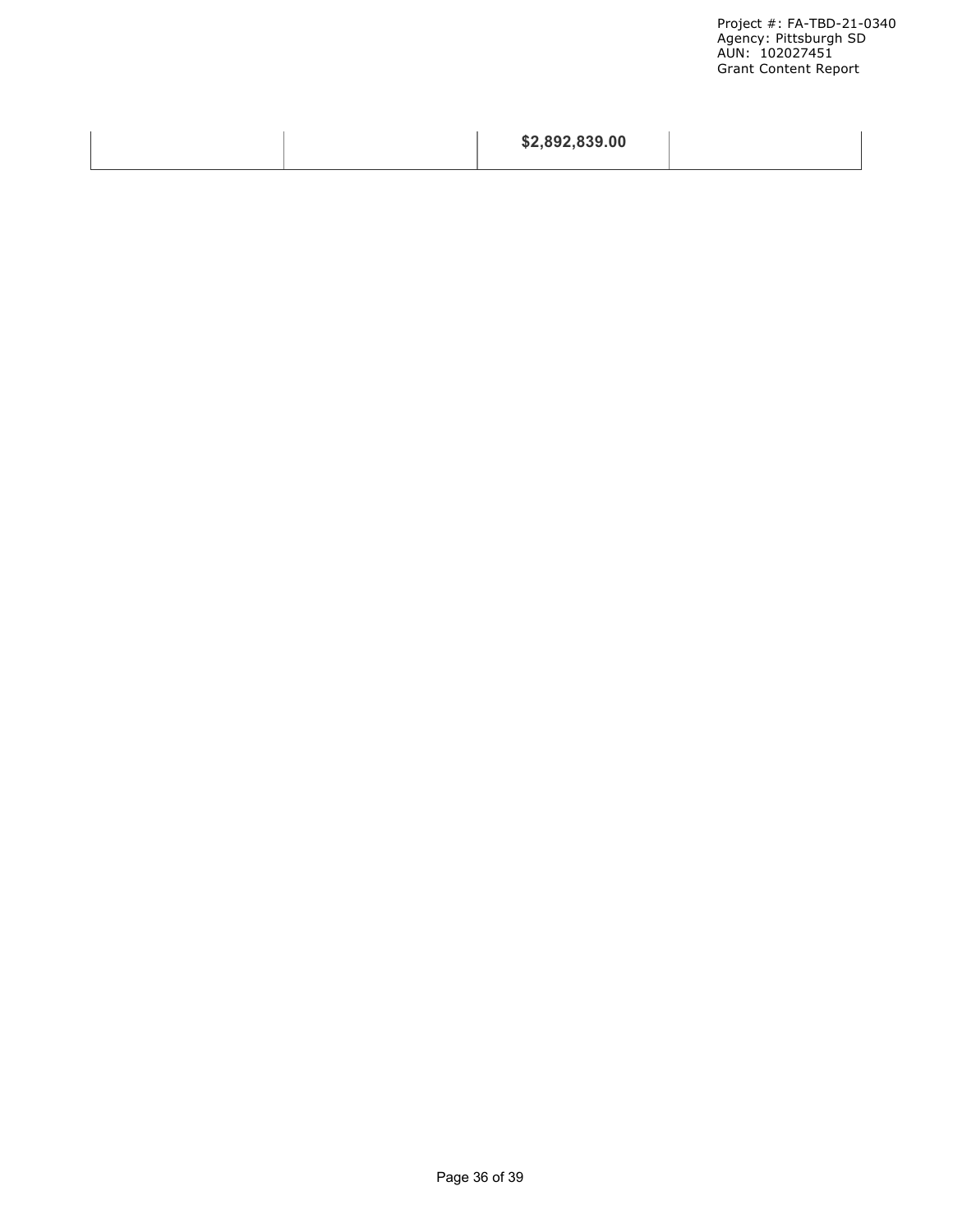| | | | |
|---|---|---|---|
| | | **$2,892,839.00** | |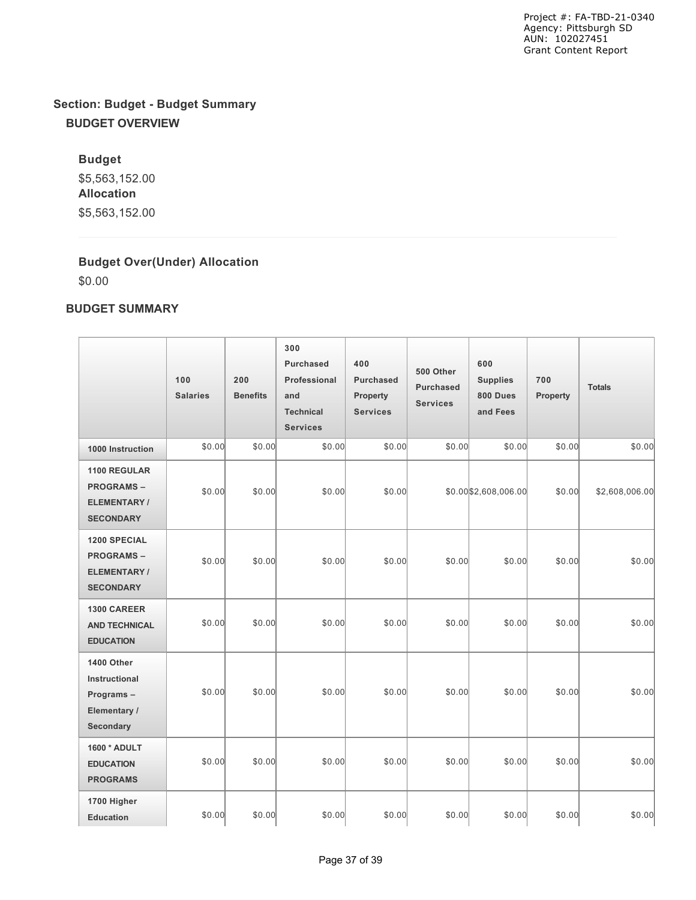## Section: Budget - Budget Summary

### BUDGET OVERVIEW

**Budget**

$5,563,152.00

**Allocation**

$5,563,152.00

**Budget Over(Under) Allocation**

$0.00

### BUDGET SUMMARY

| | 100 Salaries | 200 Benefits | 300 Purchased Professional and Technical Services | 400 Purchased Property Services | 500 Other Purchased Services | 600 Supplies 800 Dues and Fees | 700 Property | Totals |
|---|---|---|---|---|---|---|---|---|
| **1000 Instruction** | $0.00 | $0.00 | $0.00 | $0.00 | $0.00 | $0.00 | $0.00 | $0.00 |
| **1100 REGULAR PROGRAMS – ELEMENTARY / SECONDARY** | $0.00 | $0.00 | $0.00 | $0.00 | $0.00 | $2,608,006.00 | $0.00 | $2,608,006.00 |
| **1200 SPECIAL PROGRAMS – ELEMENTARY / SECONDARY** | $0.00 | $0.00 | $0.00 | $0.00 | $0.00 | $0.00 | $0.00 | $0.00 |
| **1300 CAREER AND TECHNICAL EDUCATION** | $0.00 | $0.00 | $0.00 | $0.00 | $0.00 | $0.00 | $0.00 | $0.00 |
| **1400 Other Instructional Programs – Elementary / Secondary** | $0.00 | $0.00 | $0.00 | $0.00 | $0.00 | $0.00 | $0.00 | $0.00 |
| **1600 * ADULT EDUCATION PROGRAMS** | $0.00 | $0.00 | $0.00 | $0.00 | $0.00 | $0.00 | $0.00 | $0.00 |
| **1700 Higher Education** | $0.00 | $0.00 | $0.00 | $0.00 | $0.00 | $0.00 | $0.00 | $0.00 |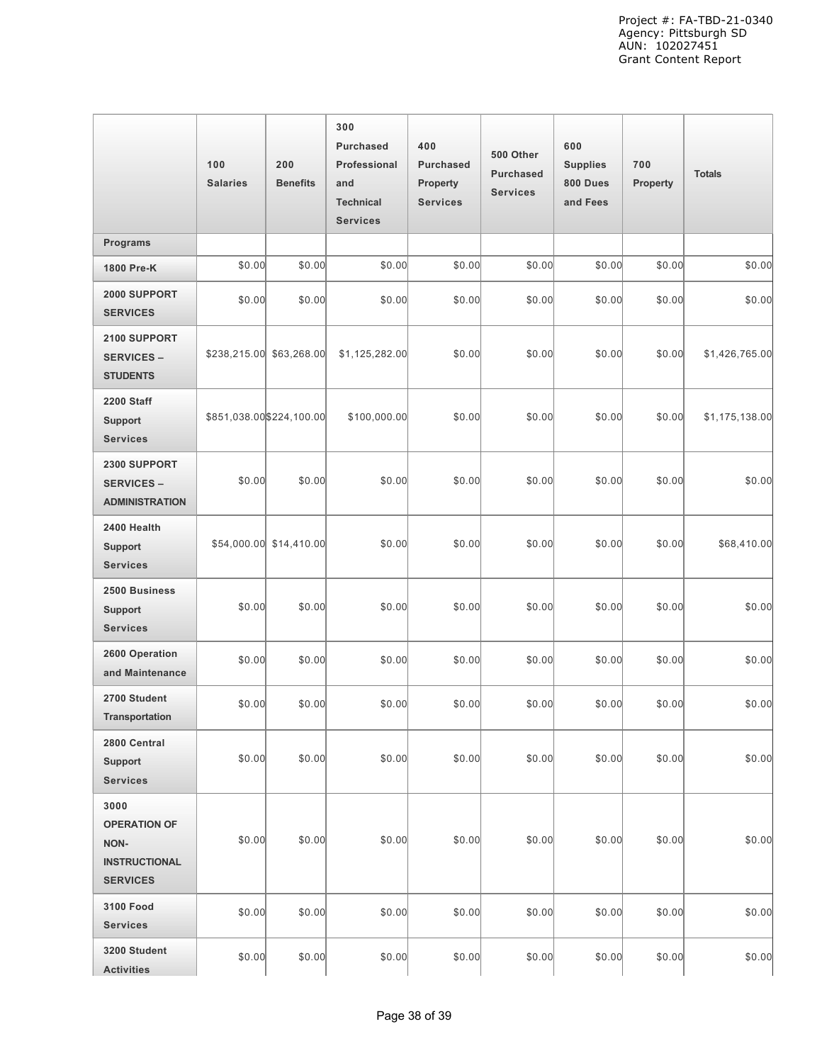| | 100 Salaries | 200 Benefits | 300 Purchased Professional and Technical Services | 400 Purchased Property Services | 500 Other Purchased Services | 600 Supplies 800 Dues and Fees | 700 Property | Totals |
|---|---|---|---|---|---|---|---|---|
| **Programs** | | | | | | | | |
| **1800 Pre-K** | $0.00 | $0.00 | $0.00 | $0.00 | $0.00 | $0.00 | $0.00 | $0.00 |
| **2000 SUPPORT SERVICES** | $0.00 | $0.00 | $0.00 | $0.00 | $0.00 | $0.00 | $0.00 | $0.00 |
| **2100 SUPPORT SERVICES – STUDENTS** | $238,215.00 | $63,268.00 | $1,125,282.00 | $0.00 | $0.00 | $0.00 | $0.00 | $1,426,765.00 |
| **2200 Staff Support Services** | $851,038.00 | $224,100.00 | $100,000.00 | $0.00 | $0.00 | $0.00 | $0.00 | $1,175,138.00 |
| **2300 SUPPORT SERVICES – ADMINISTRATION** | $0.00 | $0.00 | $0.00 | $0.00 | $0.00 | $0.00 | $0.00 | $0.00 |
| **2400 Health Support Services** | $54,000.00 | $14,410.00 | $0.00 | $0.00 | $0.00 | $0.00 | $0.00 | $68,410.00 |
| **2500 Business Support Services** | $0.00 | $0.00 | $0.00 | $0.00 | $0.00 | $0.00 | $0.00 | $0.00 |
| **2600 Operation and Maintenance** | $0.00 | $0.00 | $0.00 | $0.00 | $0.00 | $0.00 | $0.00 | $0.00 |
| **2700 Student Transportation** | $0.00 | $0.00 | $0.00 | $0.00 | $0.00 | $0.00 | $0.00 | $0.00 |
| **2800 Central Support Services** | $0.00 | $0.00 | $0.00 | $0.00 | $0.00 | $0.00 | $0.00 | $0.00 |
| **3000 OPERATION OF NON-INSTRUCTIONAL SERVICES** | $0.00 | $0.00 | $0.00 | $0.00 | $0.00 | $0.00 | $0.00 | $0.00 |
| **3100 Food Services** | $0.00 | $0.00 | $0.00 | $0.00 | $0.00 | $0.00 | $0.00 | $0.00 |
| **3200 Student Activities** | $0.00 | $0.00 | $0.00 | $0.00 | $0.00 | $0.00 | $0.00 | $0.00 |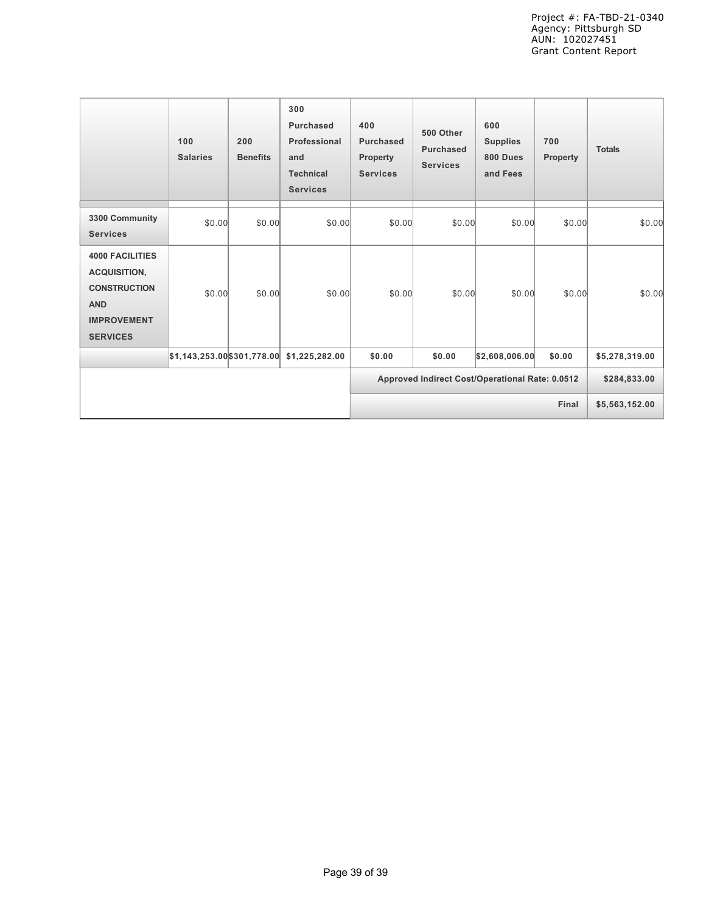| | 100 Salaries | 200 Benefits | 300 Purchased Professional and Technical Services | 400 Purchased Property Services | 500 Other Purchased Services | 600 Supplies 800 Dues and Fees | 700 Property | Totals |
|---|---|---|---|---|---|---|---|---|
| **3300 Community Services** | $0.00 | $0.00 | $0.00 | $0.00 | $0.00 | $0.00 | $0.00 | $0.00 |
| **4000 FACILITIES ACQUISITION, CONSTRUCTION AND IMPROVEMENT SERVICES** | $0.00 | $0.00 | $0.00 | $0.00 | $0.00 | $0.00 | $0.00 | $0.00 |
| | **$1,143,253.00** | **$301,778.00** | **$1,225,282.00** | **$0.00** | **$0.00** | **$2,608,006.00** | **$0.00** | **$5,278,319.00** |
| | | | | **Approved Indirect Cost/Operational Rate: 0.0512** | | | | **$284,833.00** |
| | | | | | | | **Final** | **$5,563,152.00** |